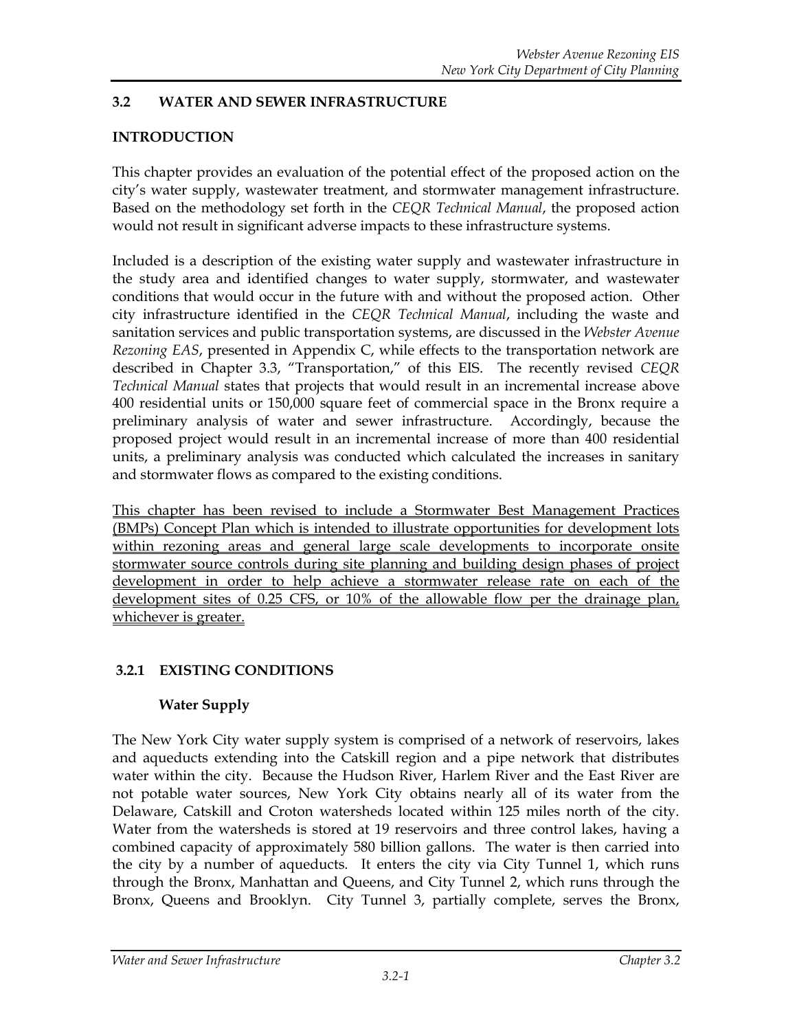## 3.2 WATER AND SEWER INFRASTRUCTURE

### INTRODUCTION

This chapter provides an evaluation of the potential effect of the proposed action on the city's water supply, wastewater treatment, and stormwater management infrastructure. Based on the methodology set forth in the *CEQR Technical Manual*, the proposed action would not result in significant adverse impacts to these infrastructure systems.

Included is a description of the existing water supply and wastewater infrastructure in the study area and identified changes to water supply, stormwater, and wastewater conditions that would occur in the future with and without the proposed action. Other city infrastructure identified in the *CEQR Technical Manual*, including the waste and sanitation services and public transportation systems, are discussed in the *Webster Avenue Rezoning EAS*, presented in Appendix C, while effects to the transportation network are described in Chapter 3.3, "Transportation," of this EIS. The recently revised *CEQR Technical Manual* states that projects that would result in an incremental increase above 400 residential units or 150,000 square feet of commercial space in the Bronx require a preliminary analysis of water and sewer infrastructure. Accordingly, because the proposed project would result in an incremental increase of more than 400 residential units, a preliminary analysis was conducted which calculated the increases in sanitary and stormwater flows as compared to the existing conditions.

<u>This chapter has been revised to include a Stormwater Best Management Practices (BMPs) Concept Plan which is intended to illustrate opportunities for development lots within rezoning areas and general large scale developments to incorporate onsite stormwater source controls during site planning and building design phases of project development in order to help achieve a stormwater release rate on each of the development sites of 0.25 CFS, or 10% of the allowable flow per the drainage plan, whichever is greater.</u>

### 3.2.1 EXISTING CONDITIONS

#### Water Supply

The New York City water supply system is comprised of a network of reservoirs, lakes and aqueducts extending into the Catskill region and a pipe network that distributes water within the city. Because the Hudson River, Harlem River and the East River are not potable water sources, New York City obtains nearly all of its water from the Delaware, Catskill and Croton watersheds located within 125 miles north of the city. Water from the watersheds is stored at 19 reservoirs and three control lakes, having a combined capacity of approximately 580 billion gallons. The water is then carried into the city by a number of aqueducts. It enters the city via City Tunnel 1, which runs through the Bronx, Manhattan and Queens, and City Tunnel 2, which runs through the Bronx, Queens and Brooklyn. City Tunnel 3, partially complete, serves the Bronx,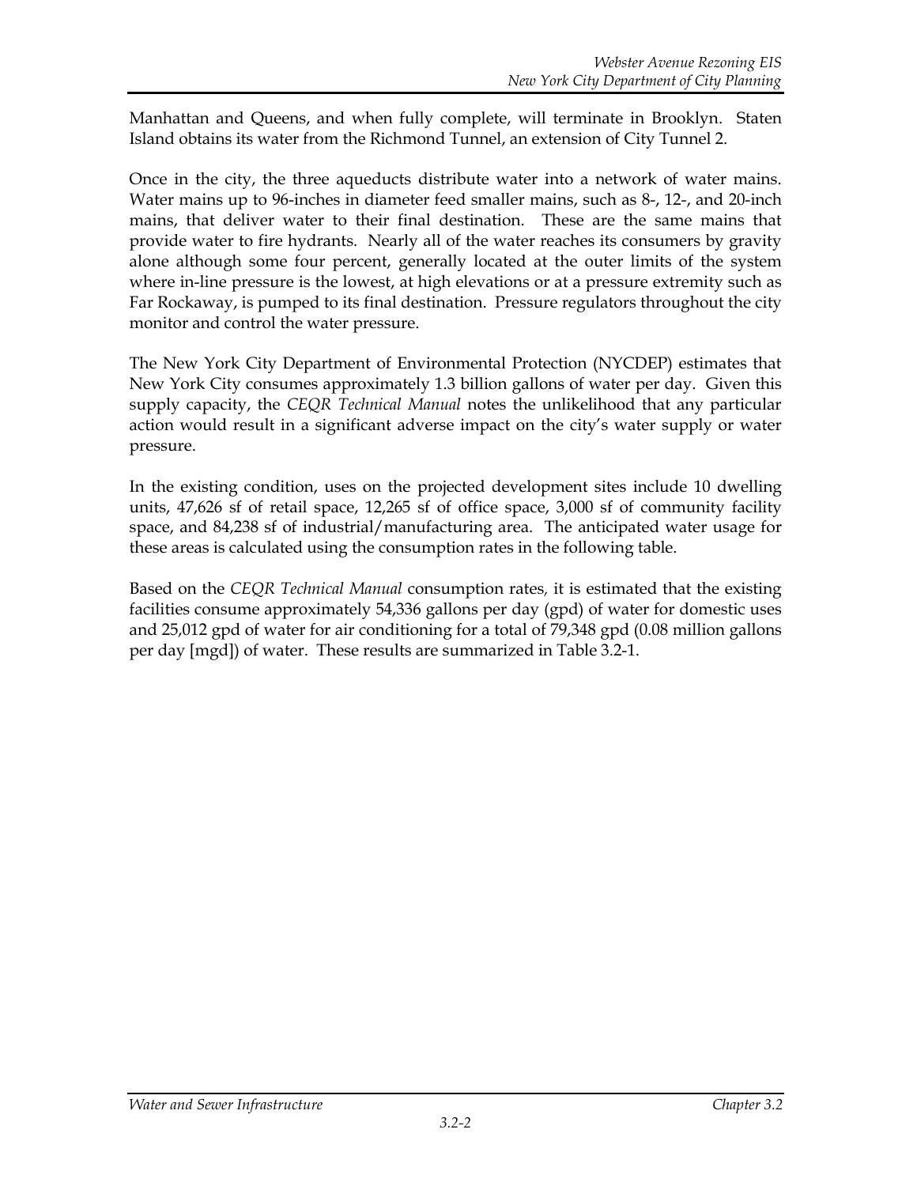Manhattan and Queens, and when fully complete, will terminate in Brooklyn. Staten Island obtains its water from the Richmond Tunnel, an extension of City Tunnel 2.

Once in the city, the three aqueducts distribute water into a network of water mains. Water mains up to 96-inches in diameter feed smaller mains, such as 8-, 12-, and 20-inch mains, that deliver water to their final destination. These are the same mains that provide water to fire hydrants. Nearly all of the water reaches its consumers by gravity alone although some four percent, generally located at the outer limits of the system where in-line pressure is the lowest, at high elevations or at a pressure extremity such as Far Rockaway, is pumped to its final destination. Pressure regulators throughout the city monitor and control the water pressure.

The New York City Department of Environmental Protection (NYCDEP) estimates that New York City consumes approximately 1.3 billion gallons of water per day. Given this supply capacity, the *CEQR Technical Manual* notes the unlikelihood that any particular action would result in a significant adverse impact on the city's water supply or water pressure.

In the existing condition, uses on the projected development sites include 10 dwelling units, 47,626 sf of retail space, 12,265 sf of office space, 3,000 sf of community facility space, and 84,238 sf of industrial/manufacturing area. The anticipated water usage for these areas is calculated using the consumption rates in the following table.

Based on the *CEQR Technical Manual* consumption rates, it is estimated that the existing facilities consume approximately 54,336 gallons per day (gpd) of water for domestic uses and 25,012 gpd of water for air conditioning for a total of 79,348 gpd (0.08 million gallons per day [mgd]) of water. These results are summarized in Table 3.2-1.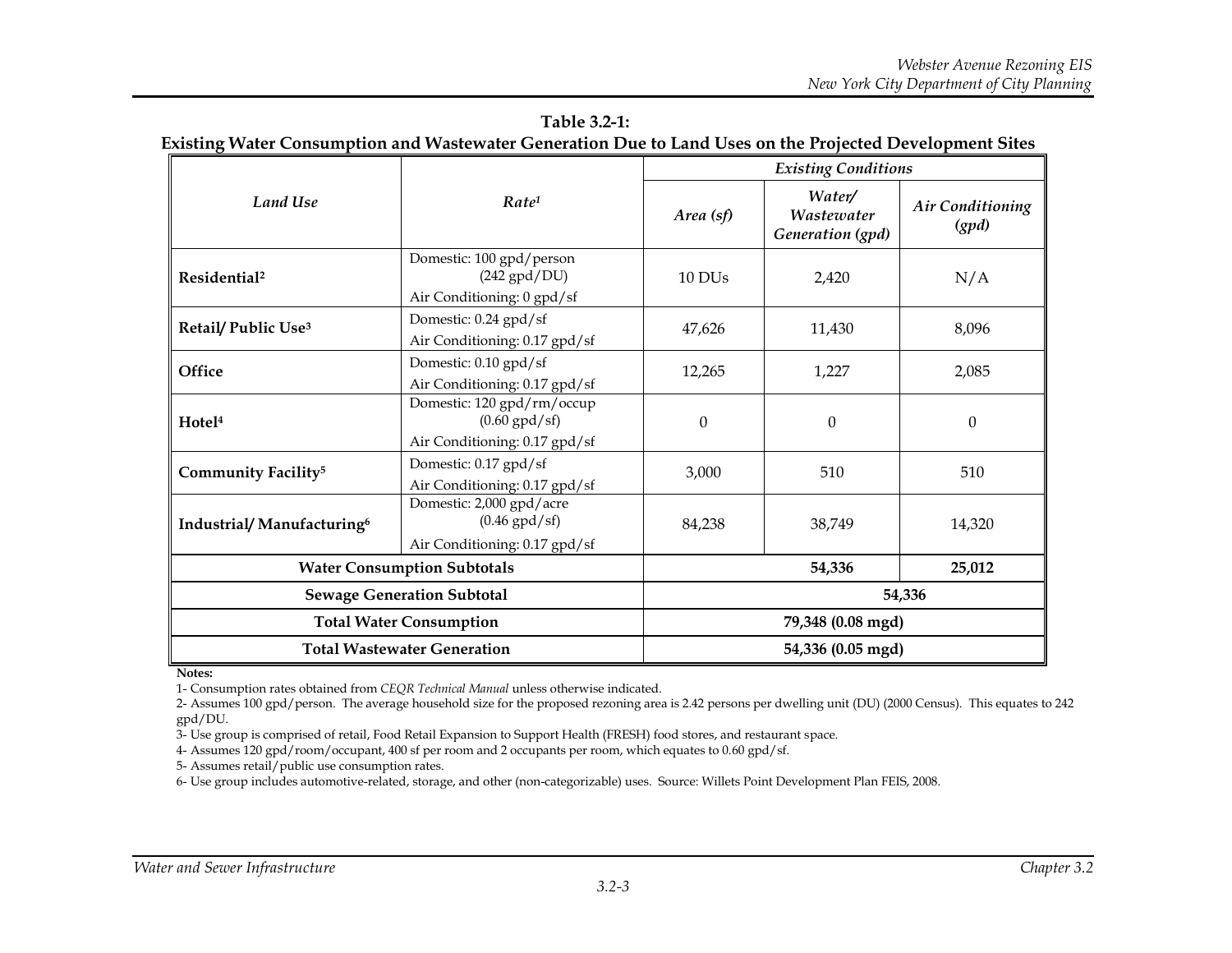**Table 3.2-1:**
**Existing Water Consumption and Wastewater Generation Due to Land Uses on the Projected Development Sites**

| *Land Use* | *Rate*[1] | *Existing Conditions* | | |
|---|---|---|---|---|
| | | *Area (sf)* | *Water/ Wastewater Generation (gpd)* | *Air Conditioning (gpd)* |
| **Residential**[2] | Domestic: 100 gpd/person (242 gpd/DU) Air Conditioning: 0 gpd/sf | 10 DUs | 2,420 | N/A |
| **Retail/ Public Use**[3] | Domestic: 0.24 gpd/sf Air Conditioning: 0.17 gpd/sf | 47,626 | 11,430 | 8,096 |
| **Office** | Domestic: 0.10 gpd/sf Air Conditioning: 0.17 gpd/sf | 12,265 | 1,227 | 2,085 |
| **Hotel**[4] | Domestic: 120 gpd/rm/occup (0.60 gpd/sf) Air Conditioning: 0.17 gpd/sf | 0 | 0 | 0 |
| **Community Facility**[5] | Domestic: 0.17 gpd/sf Air Conditioning: 0.17 gpd/sf | 3,000 | 510 | 510 |
| **Industrial/ Manufacturing**[6] | Domestic: 2,000 gpd/acre (0.46 gpd/sf) Air Conditioning: 0.17 gpd/sf | 84,238 | 38,749 | 14,320 |
| **Water Consumption Subtotals** | | | **54,336** | **25,012** |
| **Sewage Generation Subtotal** | | **54,336** | | |
| **Total Water Consumption** | | **79,348 (0.08 mgd)** | | |
| **Total Wastewater Generation** | | **54,336 (0.05 mgd)** | | |

**Notes:**

1- Consumption rates obtained from *CEQR Technical Manual* unless otherwise indicated.

2- Assumes 100 gpd/person. The average household size for the proposed rezoning area is 2.42 persons per dwelling unit (DU) (2000 Census). This equates to 242 gpd/DU.

3- Use group is comprised of retail, Food Retail Expansion to Support Health (FRESH) food stores, and restaurant space.

4- Assumes 120 gpd/room/occupant, 400 sf per room and 2 occupants per room, which equates to 0.60 gpd/sf.

5- Assumes retail/public use consumption rates.

6- Use group includes automotive-related, storage, and other (non-categorizable) uses. Source: Willets Point Development Plan FEIS, 2008.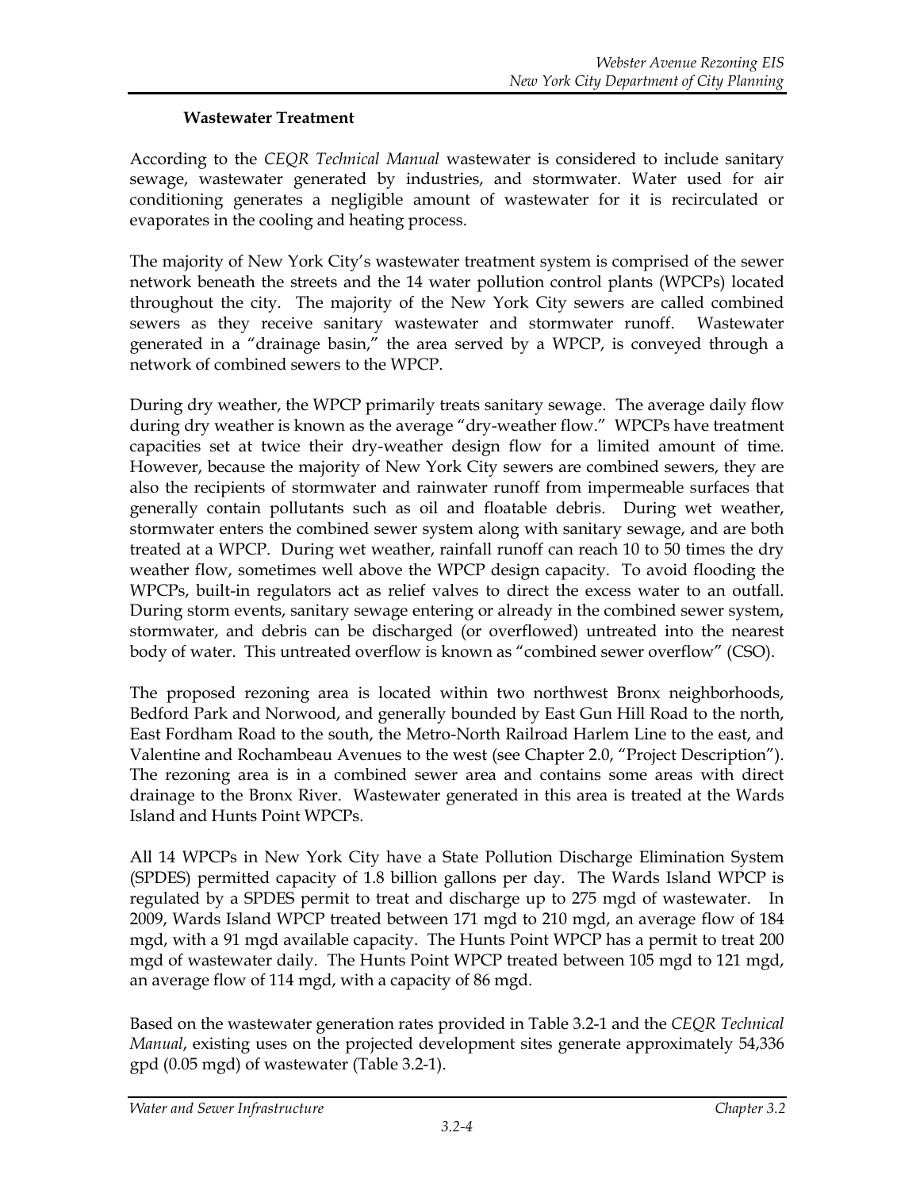### Wastewater Treatment

According to the *CEQR Technical Manual* wastewater is considered to include sanitary sewage, wastewater generated by industries, and stormwater. Water used for air conditioning generates a negligible amount of wastewater for it is recirculated or evaporates in the cooling and heating process.

The majority of New York City's wastewater treatment system is comprised of the sewer network beneath the streets and the 14 water pollution control plants (WPCPs) located throughout the city. The majority of the New York City sewers are called combined sewers as they receive sanitary wastewater and stormwater runoff. Wastewater generated in a "drainage basin," the area served by a WPCP, is conveyed through a network of combined sewers to the WPCP.

During dry weather, the WPCP primarily treats sanitary sewage. The average daily flow during dry weather is known as the average "dry-weather flow." WPCPs have treatment capacities set at twice their dry-weather design flow for a limited amount of time. However, because the majority of New York City sewers are combined sewers, they are also the recipients of stormwater and rainwater runoff from impermeable surfaces that generally contain pollutants such as oil and floatable debris. During wet weather, stormwater enters the combined sewer system along with sanitary sewage, and are both treated at a WPCP. During wet weather, rainfall runoff can reach 10 to 50 times the dry weather flow, sometimes well above the WPCP design capacity. To avoid flooding the WPCPs, built-in regulators act as relief valves to direct the excess water to an outfall. During storm events, sanitary sewage entering or already in the combined sewer system, stormwater, and debris can be discharged (or overflowed) untreated into the nearest body of water. This untreated overflow is known as "combined sewer overflow" (CSO).

The proposed rezoning area is located within two northwest Bronx neighborhoods, Bedford Park and Norwood, and generally bounded by East Gun Hill Road to the north, East Fordham Road to the south, the Metro-North Railroad Harlem Line to the east, and Valentine and Rochambeau Avenues to the west (see Chapter 2.0, "Project Description"). The rezoning area is in a combined sewer area and contains some areas with direct drainage to the Bronx River. Wastewater generated in this area is treated at the Wards Island and Hunts Point WPCPs.

All 14 WPCPs in New York City have a State Pollution Discharge Elimination System (SPDES) permitted capacity of 1.8 billion gallons per day. The Wards Island WPCP is regulated by a SPDES permit to treat and discharge up to 275 mgd of wastewater. In 2009, Wards Island WPCP treated between 171 mgd to 210 mgd, an average flow of 184 mgd, with a 91 mgd available capacity. The Hunts Point WPCP has a permit to treat 200 mgd of wastewater daily. The Hunts Point WPCP treated between 105 mgd to 121 mgd, an average flow of 114 mgd, with a capacity of 86 mgd.

Based on the wastewater generation rates provided in Table 3.2-1 and the *CEQR Technical Manual*, existing uses on the projected development sites generate approximately 54,336 gpd (0.05 mgd) of wastewater (Table 3.2-1).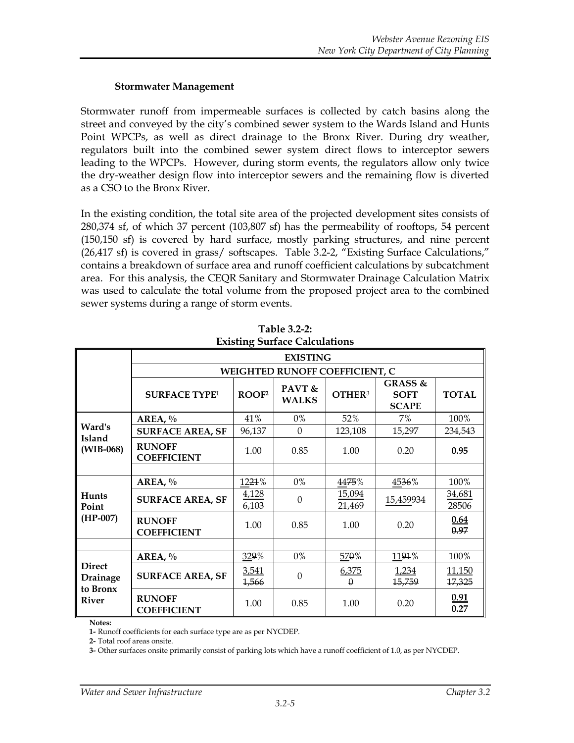**Stormwater Management**

Stormwater runoff from impermeable surfaces is collected by catch basins along the street and conveyed by the city's combined sewer system to the Wards Island and Hunts Point WPCPs, as well as direct drainage to the Bronx River. During dry weather, regulators built into the combined sewer system direct flows to interceptor sewers leading to the WPCPs. However, during storm events, the regulators allow only twice the dry-weather design flow into interceptor sewers and the remaining flow is diverted as a CSO to the Bronx River.

In the existing condition, the total site area of the projected development sites consists of 280,374 sf, of which 37 percent (103,807 sf) has the permeability of rooftops, 54 percent (150,150 sf) is covered by hard surface, mostly parking structures, and nine percent (26,417 sf) is covered in grass/ softscapes. Table 3.2-2, "Existing Surface Calculations," contains a breakdown of surface area and runoff coefficient calculations by subcatchment area. For this analysis, the CEQR Sanitary and Stormwater Drainage Calculation Matrix was used to calculate the total volume from the proposed project area to the combined sewer systems during a range of storm events.

**Table 3.2-2: Existing Surface Calculations**

| | EXISTING | | | | | |
|---|---|---|---|---|---|---|
| | WEIGHTED RUNOFF COEFFICIENT, C | | | | | |
| | SURFACE TYPE[1] | ROOF[2] | PAVT & WALKS | OTHER[3] | GRASS & SOFT SCAPE | TOTAL |
| Ward's Island (WIB-068) | AREA, % | 41% | 0% | 52% | 7% | 100% |
| | SURFACE AREA, SF | 96,137 | 0 | 123,108 | 15,297 | 234,543 |
| | RUNOFF COEFFICIENT | 1.00 | 0.85 | 1.00 | 0.20 | **0.95** |
| | | | | | | |
| Hunts Point (HP-007) | AREA, % | 12~~21~~% | 0% | 44~~75~~% | 45~~36~~% | 100% |
| | SURFACE AREA, SF | 4,128 ~~6,103~~ | 0 | 15,094 ~~21,469~~ | 15,459~~934~~ | 34,681 ~~28506~~ |
| | RUNOFF COEFFICIENT | 1.00 | 0.85 | 1.00 | 0.20 | **0.64** ~~**0.97**~~ |
| | | | | | | |
| Direct Drainage to Bronx River | AREA, % | 32~~9~~% | 0% | 57~~0~~% | 11~~91~~% | 100% |
| | SURFACE AREA, SF | 3,541 ~~1,566~~ | 0 | 6,375 ~~0~~ | 1,234 ~~15,759~~ | 11,150 ~~17,325~~ |
| | RUNOFF COEFFICIENT | 1.00 | 0.85 | 1.00 | 0.20 | **0.91** ~~**0.27**~~ |

**Notes:**

**1-** Runoff coefficients for each surface type are as per NYCDEP.

**2-** Total roof areas onsite.

**3-** Other surfaces onsite primarily consist of parking lots which have a runoff coefficient of 1.0, as per NYCDEP.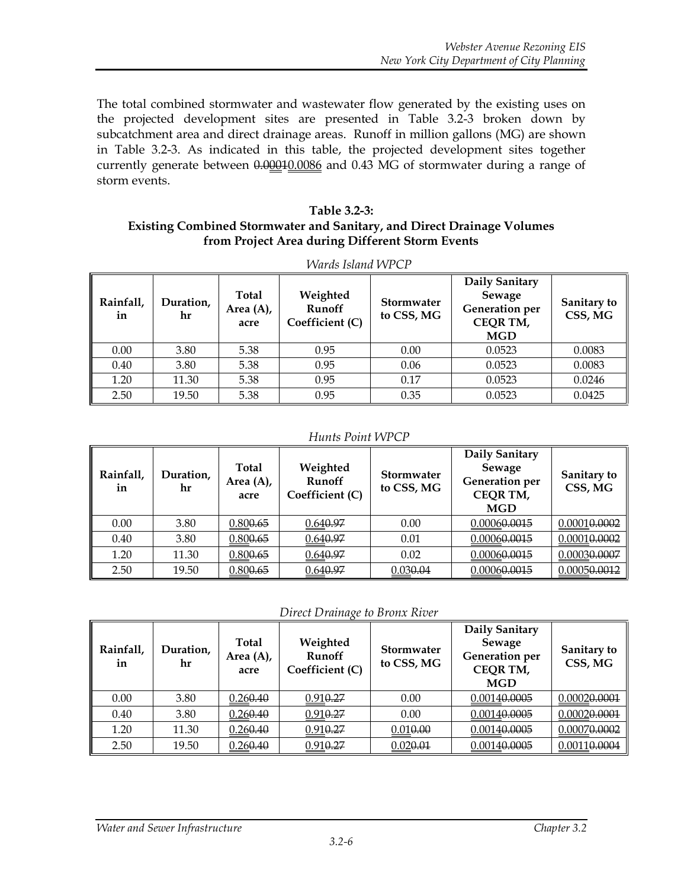The total combined stormwater and wastewater flow generated by the existing uses on the projected development sites are presented in Table 3.2-3 broken down by subcatchment area and direct drainage areas. Runoff in million gallons (MG) are shown in Table 3.2-3. As indicated in this table, the projected development sites together currently generate between ~~0.0001~~0.0086 and 0.43 MG of stormwater during a range of storm events.

**Table 3.2-3:**
**Existing Combined Stormwater and Sanitary, and Direct Drainage Volumes from Project Area during Different Storm Events**

*Wards Island WPCP*

| Rainfall, in | Duration, hr | Total Area (A), acre | Weighted Runoff Coefficient (C) | Stormwater to CSS, MG | Daily Sanitary Sewage Generation per CEQR TM, MGD | Sanitary to CSS, MG |
|---|---|---|---|---|---|---|
| 0.00 | 3.80 | 5.38 | 0.95 | 0.00 | 0.0523 | 0.0083 |
| 0.40 | 3.80 | 5.38 | 0.95 | 0.06 | 0.0523 | 0.0083 |
| 1.20 | 11.30 | 5.38 | 0.95 | 0.17 | 0.0523 | 0.0246 |
| 2.50 | 19.50 | 5.38 | 0.95 | 0.35 | 0.0523 | 0.0425 |

*Hunts Point WPCP*

| Rainfall, in | Duration, hr | Total Area (A), acre | Weighted Runoff Coefficient (C) | Stormwater to CSS, MG | Daily Sanitary Sewage Generation per CEQR TM, MGD | Sanitary to CSS, MG |
|---|---|---|---|---|---|---|
| 0.00 | 3.80 | 0.80~~0.65~~ | 0.64~~0.97~~ | 0.00 | 0.0006~~0.0015~~ | 0.0001~~0.0002~~ |
| 0.40 | 3.80 | 0.80~~0.65~~ | 0.64~~0.97~~ | 0.01 | 0.0006~~0.0015~~ | 0.0001~~0.0002~~ |
| 1.20 | 11.30 | 0.80~~0.65~~ | 0.64~~0.97~~ | 0.02 | 0.0006~~0.0015~~ | 0.0003~~0.0007~~ |
| 2.50 | 19.50 | 0.80~~0.65~~ | 0.64~~0.97~~ | 0.03~~0.04~~ | 0.0006~~0.0015~~ | 0.0005~~0.0012~~ |

*Direct Drainage to Bronx River*

| Rainfall, in | Duration, hr | Total Area (A), acre | Weighted Runoff Coefficient (C) | Stormwater to CSS, MG | Daily Sanitary Sewage Generation per CEQR TM, MGD | Sanitary to CSS, MG |
|---|---|---|---|---|---|---|
| 0.00 | 3.80 | 0.26~~0.40~~ | 0.91~~0.27~~ | 0.00 | 0.0014~~0.0005~~ | 0.0002~~0.0001~~ |
| 0.40 | 3.80 | 0.26~~0.40~~ | 0.91~~0.27~~ | 0.00 | 0.0014~~0.0005~~ | 0.0002~~0.0001~~ |
| 1.20 | 11.30 | 0.26~~0.40~~ | 0.91~~0.27~~ | 0.01~~0.00~~ | 0.0014~~0.0005~~ | 0.0007~~0.0002~~ |
| 2.50 | 19.50 | 0.26~~0.40~~ | 0.91~~0.27~~ | 0.02~~0.01~~ | 0.0014~~0.0005~~ | 0.0011~~0.0004~~ |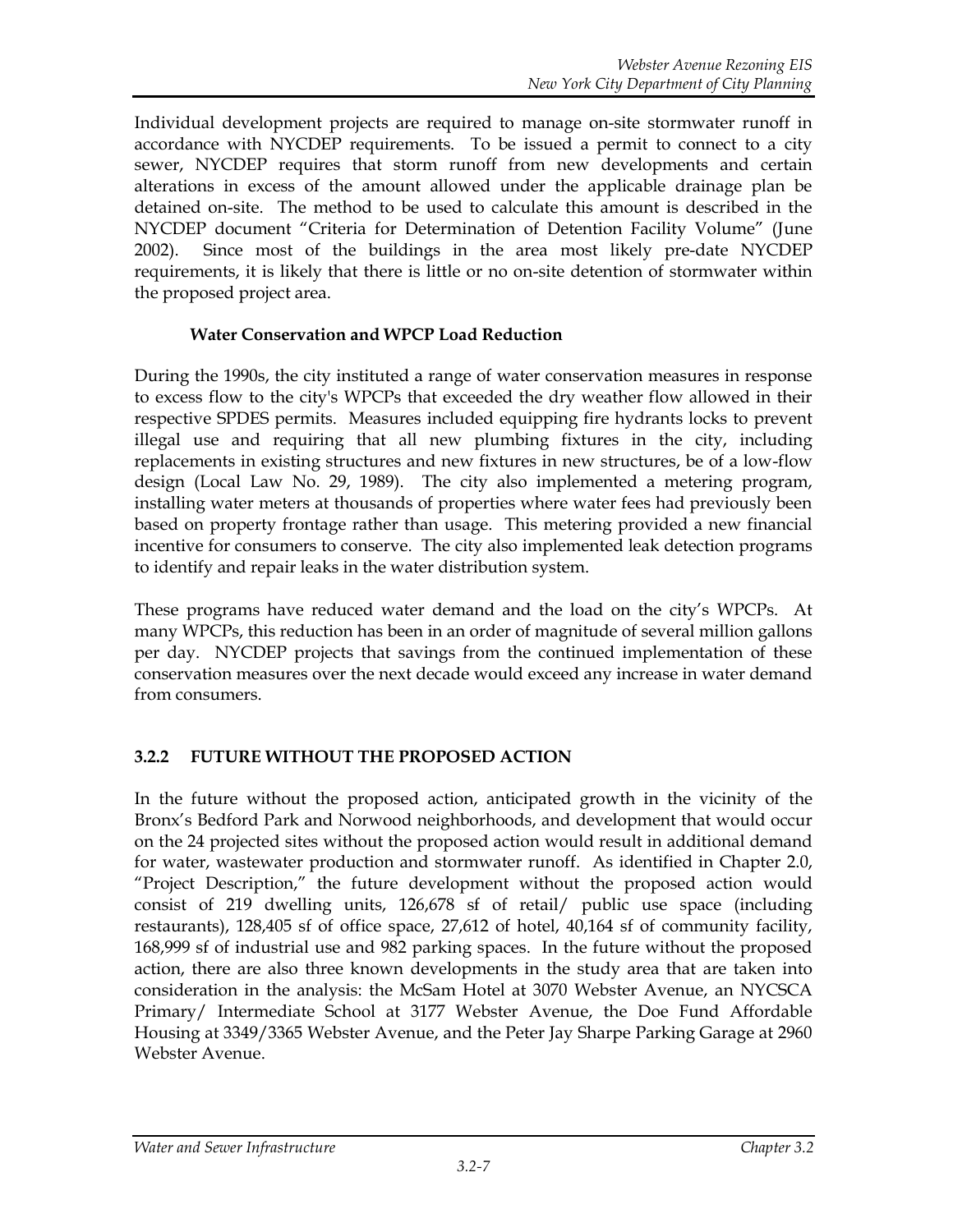Individual development projects are required to manage on-site stormwater runoff in accordance with NYCDEP requirements. To be issued a permit to connect to a city sewer, NYCDEP requires that storm runoff from new developments and certain alterations in excess of the amount allowed under the applicable drainage plan be detained on-site. The method to be used to calculate this amount is described in the NYCDEP document "Criteria for Determination of Detention Facility Volume" (June 2002). Since most of the buildings in the area most likely pre-date NYCDEP requirements, it is likely that there is little or no on-site detention of stormwater within the proposed project area.

**Water Conservation and WPCP Load Reduction**

During the 1990s, the city instituted a range of water conservation measures in response to excess flow to the city's WPCPs that exceeded the dry weather flow allowed in their respective SPDES permits. Measures included equipping fire hydrants locks to prevent illegal use and requiring that all new plumbing fixtures in the city, including replacements in existing structures and new fixtures in new structures, be of a low-flow design (Local Law No. 29, 1989). The city also implemented a metering program, installing water meters at thousands of properties where water fees had previously been based on property frontage rather than usage. This metering provided a new financial incentive for consumers to conserve. The city also implemented leak detection programs to identify and repair leaks in the water distribution system.

These programs have reduced water demand and the load on the city's WPCPs. At many WPCPs, this reduction has been in an order of magnitude of several million gallons per day. NYCDEP projects that savings from the continued implementation of these conservation measures over the next decade would exceed any increase in water demand from consumers.

### 3.2.2 FUTURE WITHOUT THE PROPOSED ACTION

In the future without the proposed action, anticipated growth in the vicinity of the Bronx's Bedford Park and Norwood neighborhoods, and development that would occur on the 24 projected sites without the proposed action would result in additional demand for water, wastewater production and stormwater runoff. As identified in Chapter 2.0, "Project Description," the future development without the proposed action would consist of 219 dwelling units, 126,678 sf of retail/ public use space (including restaurants), 128,405 sf of office space, 27,612 of hotel, 40,164 sf of community facility, 168,999 sf of industrial use and 982 parking spaces. In the future without the proposed action, there are also three known developments in the study area that are taken into consideration in the analysis: the McSam Hotel at 3070 Webster Avenue, an NYCSCA Primary/ Intermediate School at 3177 Webster Avenue, the Doe Fund Affordable Housing at 3349/3365 Webster Avenue, and the Peter Jay Sharpe Parking Garage at 2960 Webster Avenue.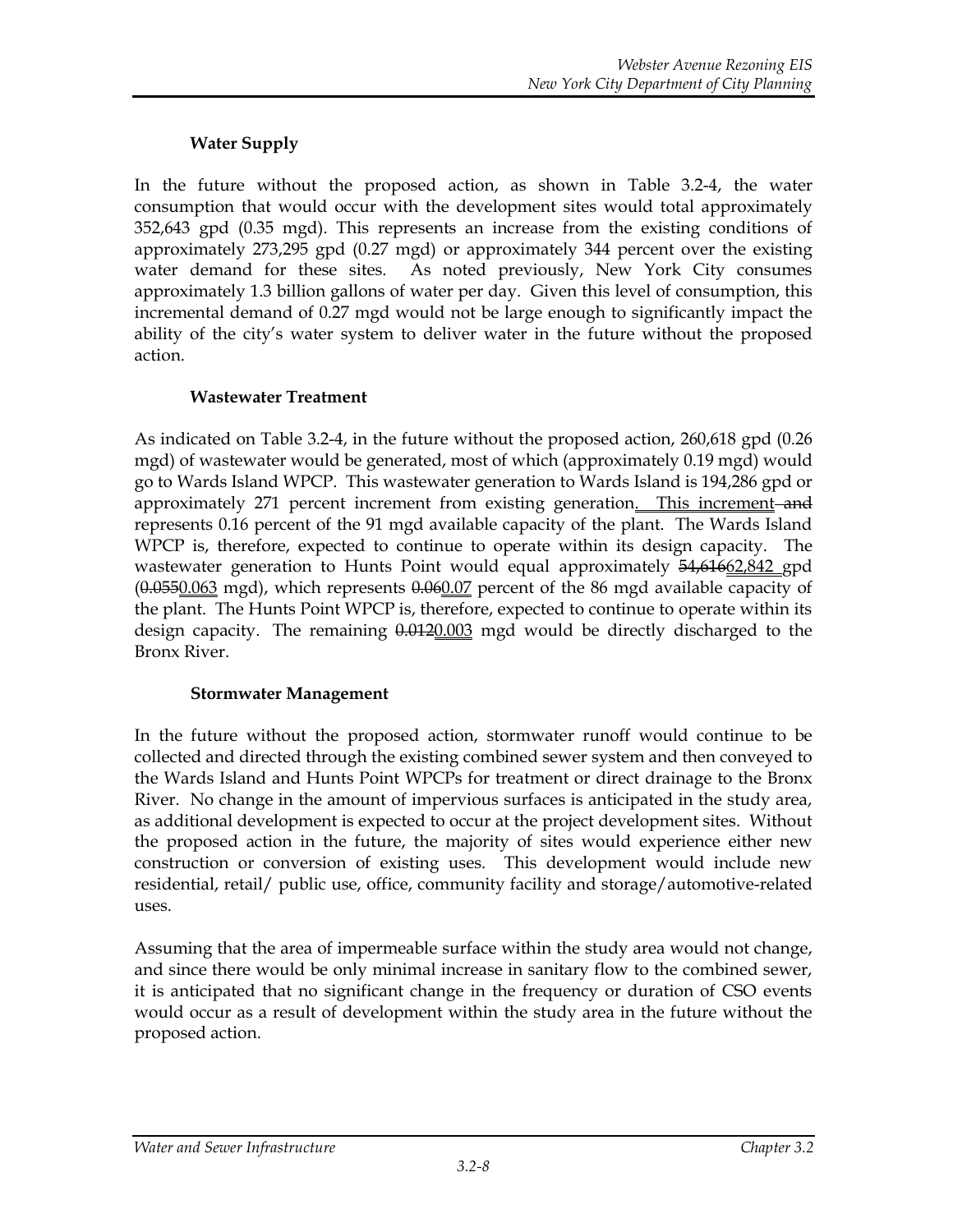### Water Supply

In the future without the proposed action, as shown in Table 3.2-4, the water consumption that would occur with the development sites would total approximately 352,643 gpd (0.35 mgd). This represents an increase from the existing conditions of approximately 273,295 gpd (0.27 mgd) or approximately 344 percent over the existing water demand for these sites. As noted previously, New York City consumes approximately 1.3 billion gallons of water per day. Given this level of consumption, this incremental demand of 0.27 mgd would not be large enough to significantly impact the ability of the city's water system to deliver water in the future without the proposed action.

### Wastewater Treatment

As indicated on Table 3.2-4, in the future without the proposed action, 260,618 gpd (0.26 mgd) of wastewater would be generated, most of which (approximately 0.19 mgd) would go to Wards Island WPCP. This wastewater generation to Wards Island is 194,286 gpd or approximately 271 percent increment from existing generation. This increment ~~and~~ represents 0.16 percent of the 91 mgd available capacity of the plant. The Wards Island WPCP is, therefore, expected to continue to operate within its design capacity. The wastewater generation to Hunts Point would equal approximately ~~54,616~~62,842 gpd (~~0.055~~0.063 mgd), which represents ~~0.06~~0.07 percent of the 86 mgd available capacity of the plant. The Hunts Point WPCP is, therefore, expected to continue to operate within its design capacity. The remaining ~~0.012~~0.003 mgd would be directly discharged to the Bronx River.

### Stormwater Management

In the future without the proposed action, stormwater runoff would continue to be collected and directed through the existing combined sewer system and then conveyed to the Wards Island and Hunts Point WPCPs for treatment or direct drainage to the Bronx River. No change in the amount of impervious surfaces is anticipated in the study area, as additional development is expected to occur at the project development sites. Without the proposed action in the future, the majority of sites would experience either new construction or conversion of existing uses. This development would include new residential, retail/ public use, office, community facility and storage/automotive-related uses.

Assuming that the area of impermeable surface within the study area would not change, and since there would be only minimal increase in sanitary flow to the combined sewer, it is anticipated that no significant change in the frequency or duration of CSO events would occur as a result of development within the study area in the future without the proposed action.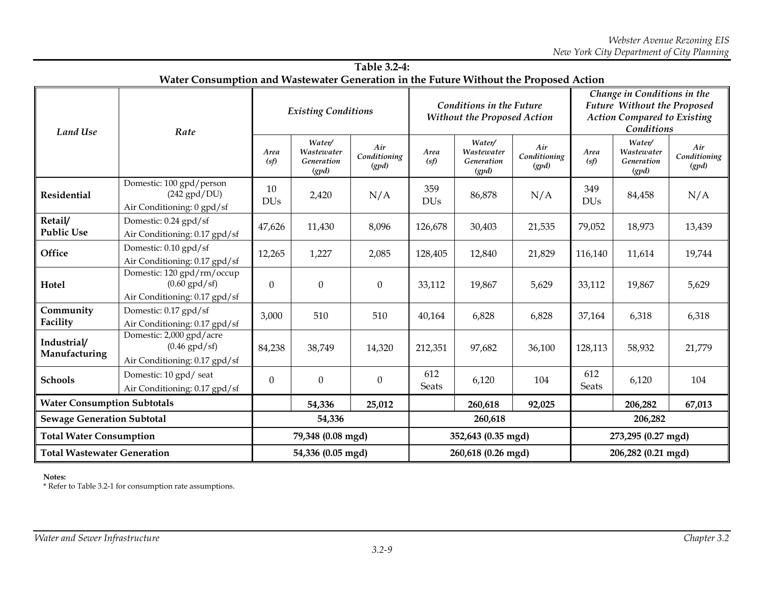**Table 3.2-4:**
**Water Consumption and Wastewater Generation in the Future Without the Proposed Action**

| *Land Use* | *Rate* | *Existing Conditions* | | | *Conditions in the Future Without the Proposed Action* | | | *Change in Conditions in the Future Without the Proposed Action Compared to Existing Conditions* | | |
|---|---|---|---|---|---|---|---|---|---|---|
| | | *Area (sf)* | *Water/ Wastewater Generation (gpd)* | *Air Conditioning (gpd)* | *Area (sf)* | *Water/ Wastewater Generation (gpd)* | *Air Conditioning (gpd)* | *Area (sf)* | *Water/ Wastewater Generation (gpd)* | *Air Conditioning (gpd)* |
| **Residential** | Domestic: 100 gpd/person (242 gpd/DU) Air Conditioning: 0 gpd/sf | 10 DUs | 2,420 | N/A | 359 DUs | 86,878 | N/A | 349 DUs | 84,458 | N/A |
| **Retail/ Public Use** | Domestic: 0.24 gpd/sf Air Conditioning: 0.17 gpd/sf | 47,626 | 11,430 | 8,096 | 126,678 | 30,403 | 21,535 | 79,052 | 18,973 | 13,439 |
| **Office** | Domestic: 0.10 gpd/sf Air Conditioning: 0.17 gpd/sf | 12,265 | 1,227 | 2,085 | 128,405 | 12,840 | 21,829 | 116,140 | 11,614 | 19,744 |
| **Hotel** | Domestic: 120 gpd/rm/occup (0.60 gpd/sf) Air Conditioning: 0.17 gpd/sf | 0 | 0 | 0 | 33,112 | 19,867 | 5,629 | 33,112 | 19,867 | 5,629 |
| **Community Facility** | Domestic: 0.17 gpd/sf Air Conditioning: 0.17 gpd/sf | 3,000 | 510 | 510 | 40,164 | 6,828 | 6,828 | 37,164 | 6,318 | 6,318 |
| **Industrial/ Manufacturing** | Domestic: 2,000 gpd/acre (0.46 gpd/sf) Air Conditioning: 0.17 gpd/sf | 84,238 | 38,749 | 14,320 | 212,351 | 97,682 | 36,100 | 128,113 | 58,932 | 21,779 |
| **Schools** | Domestic: 10 gpd/ seat Air Conditioning: 0.17 gpd/sf | 0 | 0 | 0 | 612 Seats | 6,120 | 104 | 612 Seats | 6,120 | 104 |
| **Water Consumption Subtotals** | | | **54,336** | **25,012** | | **260,618** | **92,025** | | **206,282** | **67,013** |
| **Sewage Generation Subtotal** | | **54,336** | | | **260,618** | | | **206,282** | | |
| **Total Water Consumption** | | **79,348 (0.08 mgd)** | | | **352,643 (0.35 mgd)** | | | **273,295 (0.27 mgd)** | | |
| **Total Wastewater Generation** | | **54,336 (0.05 mgd)** | | | **260,618 (0.26 mgd)** | | | **206,282 (0.21 mgd)** | | |

**Notes:**
* Refer to Table 3.2-1 for consumption rate assumptions.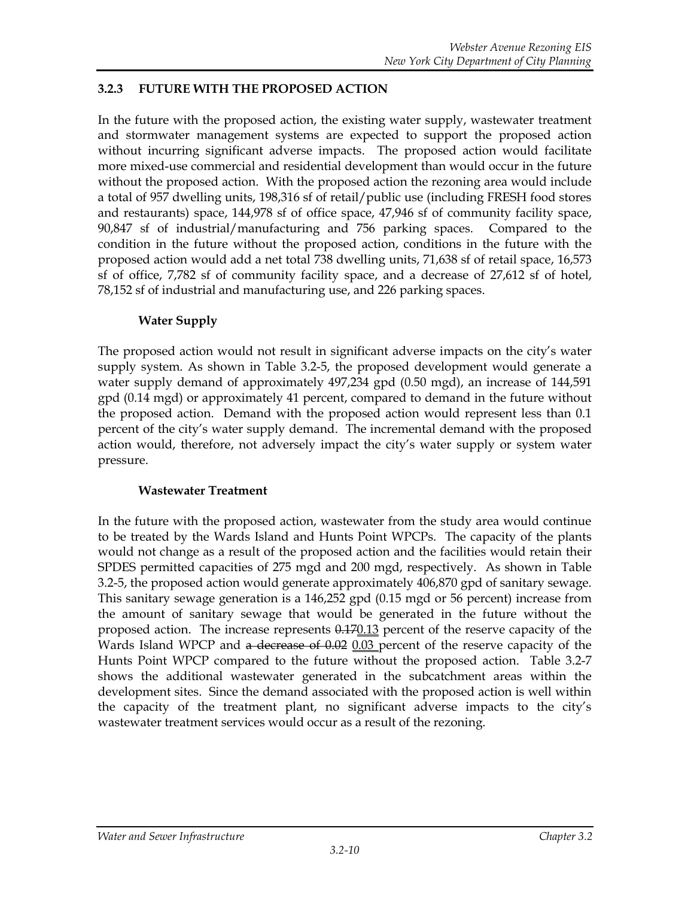### 3.2.3 FUTURE WITH THE PROPOSED ACTION

In the future with the proposed action, the existing water supply, wastewater treatment and stormwater management systems are expected to support the proposed action without incurring significant adverse impacts. The proposed action would facilitate more mixed-use commercial and residential development than would occur in the future without the proposed action. With the proposed action the rezoning area would include a total of 957 dwelling units, 198,316 sf of retail/public use (including FRESH food stores and restaurants) space, 144,978 sf of office space, 47,946 sf of community facility space, 90,847 sf of industrial/manufacturing and 756 parking spaces. Compared to the condition in the future without the proposed action, conditions in the future with the proposed action would add a net total 738 dwelling units, 71,638 sf of retail space, 16,573 sf of office, 7,782 sf of community facility space, and a decrease of 27,612 sf of hotel, 78,152 sf of industrial and manufacturing use, and 226 parking spaces.

#### Water Supply

The proposed action would not result in significant adverse impacts on the city's water supply system. As shown in Table 3.2-5, the proposed development would generate a water supply demand of approximately 497,234 gpd (0.50 mgd), an increase of 144,591 gpd (0.14 mgd) or approximately 41 percent, compared to demand in the future without the proposed action. Demand with the proposed action would represent less than 0.1 percent of the city's water supply demand. The incremental demand with the proposed action would, therefore, not adversely impact the city's water supply or system water pressure.

#### Wastewater Treatment

In the future with the proposed action, wastewater from the study area would continue to be treated by the Wards Island and Hunts Point WPCPs. The capacity of the plants would not change as a result of the proposed action and the facilities would retain their SPDES permitted capacities of 275 mgd and 200 mgd, respectively. As shown in Table 3.2-5, the proposed action would generate approximately 406,870 gpd of sanitary sewage. This sanitary sewage generation is a 146,252 gpd (0.15 mgd or 56 percent) increase from the amount of sanitary sewage that would be generated in the future without the proposed action. The increase represents ~~0.17~~0.13 percent of the reserve capacity of the Wards Island WPCP and ~~a decrease of 0.02~~ 0.03 percent of the reserve capacity of the Hunts Point WPCP compared to the future without the proposed action. Table 3.2-7 shows the additional wastewater generated in the subcatchment areas within the development sites. Since the demand associated with the proposed action is well within the capacity of the treatment plant, no significant adverse impacts to the city's wastewater treatment services would occur as a result of the rezoning.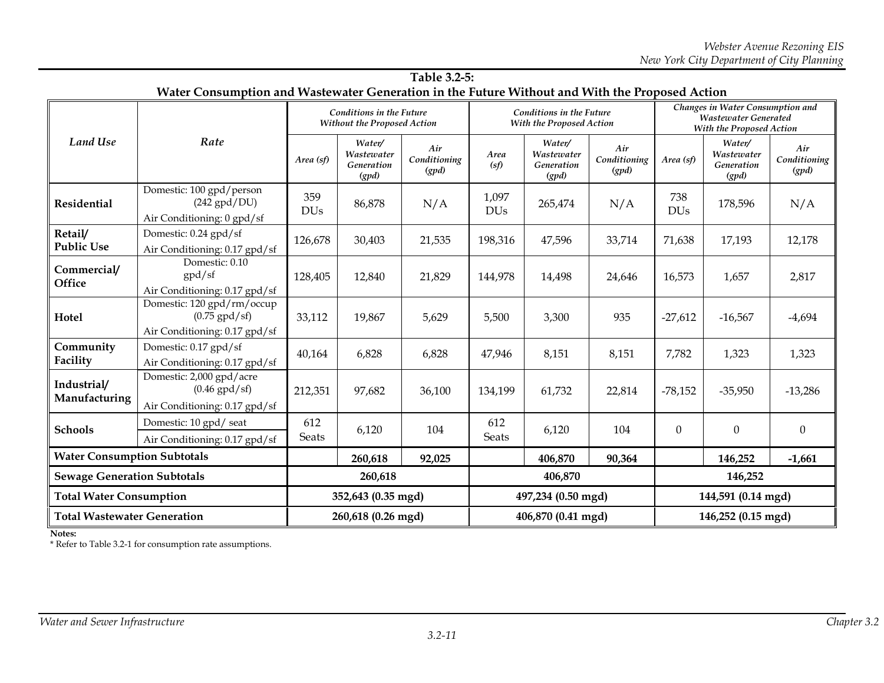**Table 3.2-5:**
**Water Consumption and Wastewater Generation in the Future Without and With the Proposed Action**

| *Land Use* | *Rate* | *Conditions in the Future Without the Proposed Action* | | | *Conditions in the Future With the Proposed Action* | | | *Changes in Water Consumption and Wastewater Generated With the Proposed Action* | | |
|---|---|---|---|---|---|---|---|---|---|---|
| | | *Area (sf)* | *Water/ Wastewater Generation (gpd)* | *Air Conditioning (gpd)* | *Area (sf)* | *Water/ Wastewater Generation (gpd)* | *Air Conditioning (gpd)* | *Area (sf)* | *Water/ Wastewater Generation (gpd)* | *Air Conditioning (gpd)* |
| **Residential** | Domestic: 100 gpd/person (242 gpd/DU) Air Conditioning: 0 gpd/sf | 359 DUs | 86,878 | N/A | 1,097 DUs | 265,474 | N/A | 738 DUs | 178,596 | N/A |
| **Retail/ Public Use** | Domestic: 0.24 gpd/sf Air Conditioning: 0.17 gpd/sf | 126,678 | 30,403 | 21,535 | 198,316 | 47,596 | 33,714 | 71,638 | 17,193 | 12,178 |
| **Commercial/ Office** | Domestic: 0.10 gpd/sf Air Conditioning: 0.17 gpd/sf | 128,405 | 12,840 | 21,829 | 144,978 | 14,498 | 24,646 | 16,573 | 1,657 | 2,817 |
| **Hotel** | Domestic: 120 gpd/rm/occup (0.75 gpd/sf) Air Conditioning: 0.17 gpd/sf | 33,112 | 19,867 | 5,629 | 5,500 | 3,300 | 935 | -27,612 | -16,567 | -4,694 |
| **Community Facility** | Domestic: 0.17 gpd/sf Air Conditioning: 0.17 gpd/sf | 40,164 | 6,828 | 6,828 | 47,946 | 8,151 | 8,151 | 7,782 | 1,323 | 1,323 |
| **Industrial/ Manufacturing** | Domestic: 2,000 gpd/acre (0.46 gpd/sf) Air Conditioning: 0.17 gpd/sf | 212,351 | 97,682 | 36,100 | 134,199 | 61,732 | 22,814 | -78,152 | -35,950 | -13,286 |
| **Schools** | Domestic: 10 gpd/ seat Air Conditioning: 0.17 gpd/sf | 612 Seats | 6,120 | 104 | 612 Seats | 6,120 | 104 | 0 | 0 | 0 |
| **Water Consumption Subtotals** | | | **260,618** | **92,025** | | **406,870** | **90,364** | | **146,252** | **-1,661** |
| **Sewage Generation Subtotals** | | **260,618** | | | **406,870** | | | **146,252** | | |
| **Total Water Consumption** | | **352,643 (0.35 mgd)** | | | **497,234 (0.50 mgd)** | | | **144,591 (0.14 mgd)** | | |
| **Total Wastewater Generation** | | **260,618 (0.26 mgd)** | | | **406,870 (0.41 mgd)** | | | **146,252 (0.15 mgd)** | | |

**Notes:**
* Refer to Table 3.2-1 for consumption rate assumptions.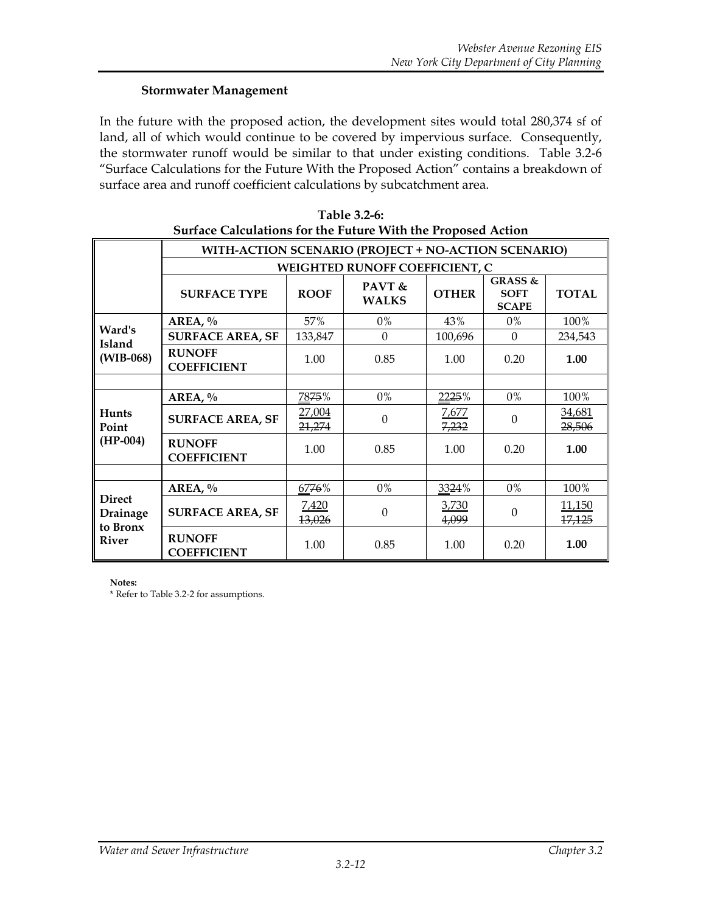### Stormwater Management

In the future with the proposed action, the development sites would total 280,374 sf of land, all of which would continue to be covered by impervious surface. Consequently, the stormwater runoff would be similar to that under existing conditions. Table 3.2-6 "Surface Calculations for the Future With the Proposed Action" contains a breakdown of surface area and runoff coefficient calculations by subcatchment area.

**Table 3.2-6:**
**Surface Calculations for the Future With the Proposed Action**

| | WITH-ACTION SCENARIO (PROJECT + NO-ACTION SCENARIO) | | | | | |
|---|---|---|---|---|---|---|
| | WEIGHTED RUNOFF COEFFICIENT, C | | | | | |
| | **SURFACE TYPE** | **ROOF** | **PAVT & WALKS** | **OTHER** | **GRASS & SOFT SCAPE** | **TOTAL** |
| **Ward's Island (WIB-068)** | **AREA, %** | 57% | 0% | 43% | 0% | 100% |
| | **SURFACE AREA, SF** | 133,847 | 0 | 100,696 | 0 | 234,543 |
| | **RUNOFF COEFFICIENT** | 1.00 | 0.85 | 1.00 | 0.20 | **1.00** |
| | | | | | | |
| **Hunts Point (HP-004)** | **AREA, %** | 78~~75~~% | 0% | 22~~25~~% | 0% | 100% |
| | **SURFACE AREA, SF** | 27,004 ~~21,274~~ | 0 | 7,677 ~~7,232~~ | 0 | 34,681 ~~28,506~~ |
| | **RUNOFF COEFFICIENT** | 1.00 | 0.85 | 1.00 | 0.20 | **1.00** |
| | | | | | | |
| **Direct Drainage to Bronx River** | **AREA, %** | 67~~76~~% | 0% | 33~~24~~% | 0% | 100% |
| | **SURFACE AREA, SF** | 7,420 ~~13,026~~ | 0 | 3,730 ~~4,099~~ | 0 | 11,150 ~~17,125~~ |
| | **RUNOFF COEFFICIENT** | 1.00 | 0.85 | 1.00 | 0.20 | **1.00** |

**Notes:**
* Refer to Table 3.2-2 for assumptions.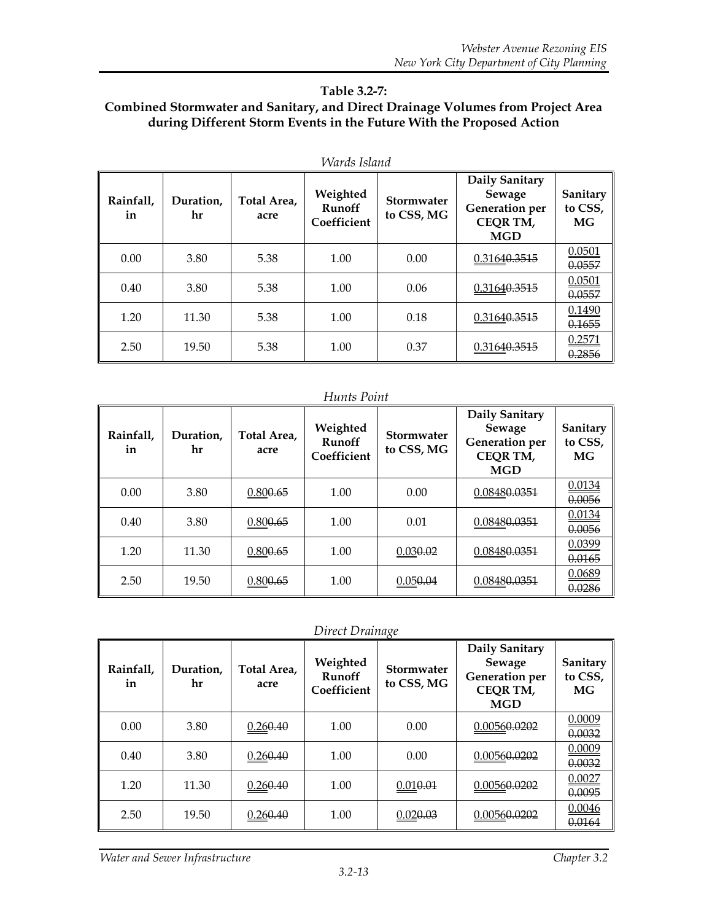**Table 3.2-7:**
**Combined Stormwater and Sanitary, and Direct Drainage Volumes from Project Area during Different Storm Events in the Future With the Proposed Action**

*Wards Island*

| Rainfall, in | Duration, hr | Total Area, acre | Weighted Runoff Coefficient | Stormwater to CSS, MG | Daily Sanitary Sewage Generation per CEQR TM, MGD | Sanitary to CSS, MG |
|---|---|---|---|---|---|---|
| 0.00 | 3.80 | 5.38 | 1.00 | 0.00 | 0.3164 ~~0.3515~~ | 0.0501 ~~0.0557~~ |
| 0.40 | 3.80 | 5.38 | 1.00 | 0.06 | 0.3164 ~~0.3515~~ | 0.0501 ~~0.0557~~ |
| 1.20 | 11.30 | 5.38 | 1.00 | 0.18 | 0.3164 ~~0.3515~~ | 0.1490 ~~0.1655~~ |
| 2.50 | 19.50 | 5.38 | 1.00 | 0.37 | 0.3164 ~~0.3515~~ | 0.2571 ~~0.2856~~ |

*Hunts Point*

| Rainfall, in | Duration, hr | Total Area, acre | Weighted Runoff Coefficient | Stormwater to CSS, MG | Daily Sanitary Sewage Generation per CEQR TM, MGD | Sanitary to CSS, MG |
|---|---|---|---|---|---|---|
| 0.00 | 3.80 | 0.80 ~~0.65~~ | 1.00 | 0.00 | 0.0848 ~~0.0351~~ | 0.0134 ~~0.0056~~ |
| 0.40 | 3.80 | 0.80 ~~0.65~~ | 1.00 | 0.01 | 0.0848 ~~0.0351~~ | 0.0134 ~~0.0056~~ |
| 1.20 | 11.30 | 0.80 ~~0.65~~ | 1.00 | 0.03 ~~0.02~~ | 0.0848 ~~0.0351~~ | 0.0399 ~~0.0165~~ |
| 2.50 | 19.50 | 0.80 ~~0.65~~ | 1.00 | 0.05 ~~0.04~~ | 0.0848 ~~0.0351~~ | 0.0689 ~~0.0286~~ |

*Direct Drainage*

| Rainfall, in | Duration, hr | Total Area, acre | Weighted Runoff Coefficient | Stormwater to CSS, MG | Daily Sanitary Sewage Generation per CEQR TM, MGD | Sanitary to CSS, MG |
|---|---|---|---|---|---|---|
| 0.00 | 3.80 | 0.26 ~~0.40~~ | 1.00 | 0.00 | 0.0056 ~~0.0202~~ | 0.0009 ~~0.0032~~ |
| 0.40 | 3.80 | 0.26 ~~0.40~~ | 1.00 | 0.00 | 0.0056 ~~0.0202~~ | 0.0009 ~~0.0032~~ |
| 1.20 | 11.30 | 0.26 ~~0.40~~ | 1.00 | 0.01 ~~0.01~~ | 0.0056 ~~0.0202~~ | 0.0027 ~~0.0095~~ |
| 2.50 | 19.50 | 0.26 ~~0.40~~ | 1.00 | 0.02 ~~0.03~~ | 0.0056 ~~0.0202~~ | 0.0046 ~~0.0164~~ |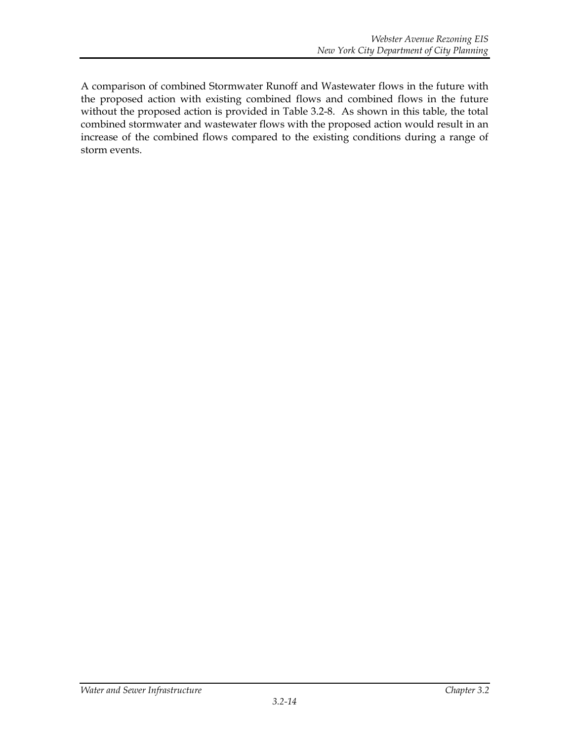A comparison of combined Stormwater Runoff and Wastewater flows in the future with the proposed action with existing combined flows and combined flows in the future without the proposed action is provided in Table 3.2-8. As shown in this table, the total combined stormwater and wastewater flows with the proposed action would result in an increase of the combined flows compared to the existing conditions during a range of storm events.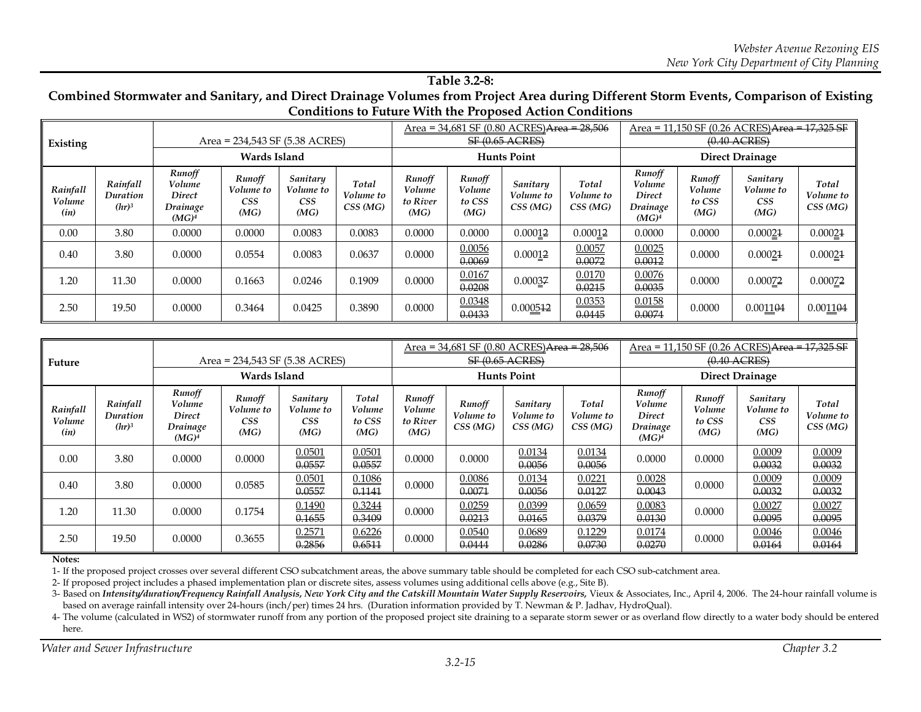**Table 3.2-8:**
**Combined Stormwater and Sanitary, and Direct Drainage Volumes from Project Area during Different Storm Events, Comparison of Existing Conditions to Future With the Proposed Action Conditions**

| Existing | | Area = 234,543 SF (5.38 ACRES) | | | | Area = 34,681 SF (0.80 ACRES)~~Area = 28,506 SF (0.65 ACRES)~~ | | | | Area = 11,150 SF (0.26 ACRES)~~Area = 17,325 SF (0.40 ACRES)~~ | | | |
|---|---|---|---|---|---|---|---|---|---|---|---|---|---|
| | | **Wards Island** | | | | **Hunts Point** | | | | **Direct Drainage** | | | |
| *Rainfall Volume (in)* | *Rainfall Duration (hr)*[3] | *Runoff Volume Direct Drainage (MG)*[4] | *Runoff Volume to CSS (MG)* | *Sanitary Volume to CSS (MG)* | *Total Volume to CSS (MG)* | *Runoff Volume to River (MG)* | *Runoff Volume to CSS (MG)* | *Sanitary Volume to CSS (MG)* | *Total Volume to CSS (MG)* | *Runoff Volume Direct Drainage (MG)*[4] | *Runoff Volume to CSS (MG)* | *Sanitary Volume to CSS (MG)* | *Total Volume to CSS (MG)* |
| 0.00 | 3.80 | 0.0000 | 0.0000 | 0.0083 | 0.0083 | 0.0000 | 0.0000 | 0.0001~~2~~ | 0.0001~~2~~ | 0.0000 | 0.0000 | 0.0002~~1~~ | 0.0002~~1~~ |
| 0.40 | 3.80 | 0.0000 | 0.0554 | 0.0083 | 0.0637 | 0.0000 | 0.0056 ~~0.0069~~ | 0.0001~~2~~ | 0.0057 ~~0.0072~~ | 0.0025 ~~0.0012~~ | 0.0000 | 0.0002~~1~~ | 0.0002~~1~~ |
| 1.20 | 11.30 | 0.0000 | 0.1663 | 0.0246 | 0.1909 | 0.0000 | 0.0167 ~~0.0208~~ | 0.0003~~7~~ | 0.0170 ~~0.0215~~ | 0.0076 ~~0.0035~~ | 0.0000 | 0.0007~~2~~ | 0.0007~~2~~ |
| 2.50 | 19.50 | 0.0000 | 0.3464 | 0.0425 | 0.3890 | 0.0000 | 0.0348 ~~0.0433~~ | 0.0005~~12~~ | 0.0353 ~~0.0445~~ | 0.0158 ~~0.0074~~ | 0.0000 | 0.0011~~04~~ | 0.0011~~04~~ |

| Future | | Area = 234,543 SF (5.38 ACRES) | | | | Area = 34,681 SF (0.80 ACRES)~~Area = 28,506 SF (0.65 ACRES)~~ | | | | Area = 11,150 SF (0.26 ACRES)~~Area = 17,325 SF (0.40 ACRES)~~ | | | |
|---|---|---|---|---|---|---|---|---|---|---|---|---|---|
| | | **Wards Island** | | | | **Hunts Point** | | | | **Direct Drainage** | | | |
| *Rainfall Volume (in)* | *Rainfall Duration (hr)*[3] | *Runoff Volume Direct Drainage (MG)*[4] | *Runoff Volume to CSS (MG)* | *Sanitary Volume to CSS (MG)* | *Total Volume to CSS (MG)* | *Runoff Volume to River (MG)* | *Runoff Volume to CSS (MG)* | *Sanitary Volume to CSS (MG)* | *Total Volume to CSS (MG)* | *Runoff Volume Direct Drainage (MG)*[4] | *Runoff Volume to CSS (MG)* | *Sanitary Volume to CSS (MG)* | *Total Volume to CSS (MG)* |
| 0.00 | 3.80 | 0.0000 | 0.0000 | 0.0501 ~~0.0557~~ | 0.0501 ~~0.0557~~ | 0.0000 | 0.0000 | 0.0134 ~~0.0056~~ | 0.0134 ~~0.0056~~ | 0.0000 | 0.0000 | 0.0009 ~~0.0032~~ | 0.0009 ~~0.0032~~ |
| 0.40 | 3.80 | 0.0000 | 0.0585 | 0.0501 ~~0.0557~~ | 0.1086 ~~0.1141~~ | 0.0000 | 0.0086 ~~0.0071~~ | 0.0134 ~~0.0056~~ | 0.0221 ~~0.0127~~ | 0.0028 ~~0.0043~~ | 0.0000 | 0.0009 ~~0.0032~~ | 0.0009 ~~0.0032~~ |
| 1.20 | 11.30 | 0.0000 | 0.1754 | 0.1490 ~~0.1655~~ | 0.3244 ~~0.3409~~ | 0.0000 | 0.0259 ~~0.0213~~ | 0.0399 ~~0.0165~~ | 0.0659 ~~0.0379~~ | 0.0083 ~~0.0130~~ | 0.0000 | 0.0027 ~~0.0095~~ | 0.0027 ~~0.0095~~ |
| 2.50 | 19.50 | 0.0000 | 0.3655 | 0.2571 ~~0.2856~~ | 0.6226 ~~0.6511~~ | 0.0000 | 0.0540 ~~0.0444~~ | 0.0689 ~~0.0286~~ | 0.1229 ~~0.0730~~ | 0.0174 ~~0.0270~~ | 0.0000 | 0.0046 ~~0.0164~~ | 0.0046 ~~0.0164~~ |

**Notes:**

1- If the proposed project crosses over several different CSO subcatchment areas, the above summary table should be completed for each CSO sub-catchment area.

2- If proposed project includes a phased implementation plan or discrete sites, assess volumes using additional cells above (e.g., Site B).

3- Based on ***Intensity/duration/Frequency Rainfall Analysis, New York City and the Catskill Mountain Water Supply Reservoirs,*** Vieux & Associates, Inc., April 4, 2006. The 24-hour rainfall volume is based on average rainfall intensity over 24-hours (inch/per) times 24 hrs. (Duration information provided by T. Newman & P. Jadhav, HydroQual).

4- The volume (calculated in WS2) of stormwater runoff from any portion of the proposed project site draining to a separate storm sewer or as overland flow directly to a water body should be entered here.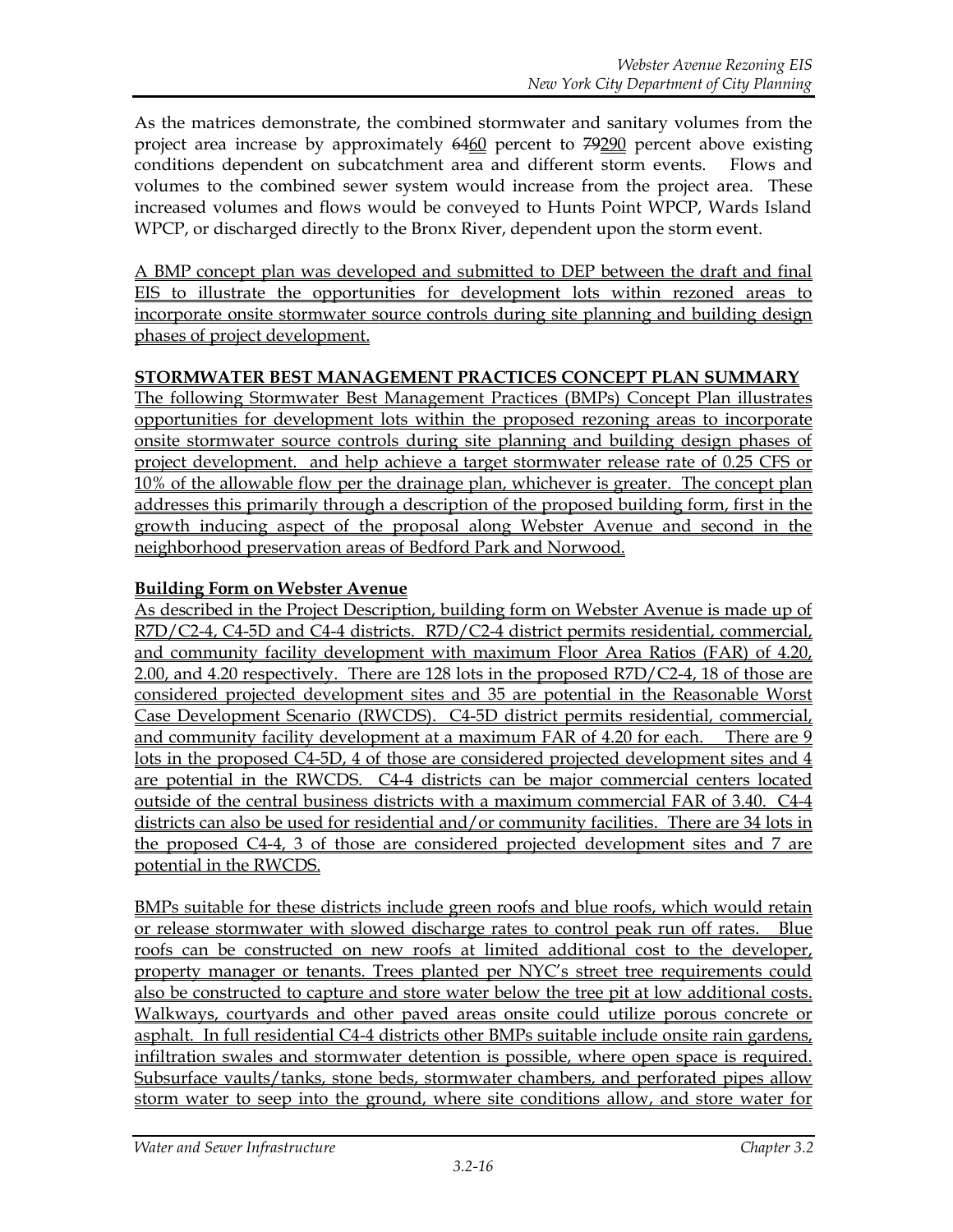As the matrices demonstrate, the combined stormwater and sanitary volumes from the project area increase by approximately ~~64~~60 percent to ~~79~~290 percent above existing conditions dependent on subcatchment area and different storm events. Flows and volumes to the combined sewer system would increase from the project area. These increased volumes and flows would be conveyed to Hunts Point WPCP, Wards Island WPCP, or discharged directly to the Bronx River, dependent upon the storm event.

A BMP concept plan was developed and submitted to DEP between the draft and final EIS to illustrate the opportunities for development lots within rezoned areas to incorporate onsite stormwater source controls during site planning and building design phases of project development.

**STORMWATER BEST MANAGEMENT PRACTICES CONCEPT PLAN SUMMARY**

The following Stormwater Best Management Practices (BMPs) Concept Plan illustrates opportunities for development lots within the proposed rezoning areas to incorporate onsite stormwater source controls during site planning and building design phases of project development. and help achieve a target stormwater release rate of 0.25 CFS or 10% of the allowable flow per the drainage plan, whichever is greater. The concept plan addresses this primarily through a description of the proposed building form, first in the growth inducing aspect of the proposal along Webster Avenue and second in the neighborhood preservation areas of Bedford Park and Norwood.

**Building Form on Webster Avenue**

As described in the Project Description, building form on Webster Avenue is made up of R7D/C2-4, C4-5D and C4-4 districts. R7D/C2-4 district permits residential, commercial, and community facility development with maximum Floor Area Ratios (FAR) of 4.20, 2.00, and 4.20 respectively. There are 128 lots in the proposed R7D/C2-4, 18 of those are considered projected development sites and 35 are potential in the Reasonable Worst Case Development Scenario (RWCDS). C4-5D district permits residential, commercial, and community facility development at a maximum FAR of 4.20 for each. There are 9 lots in the proposed C4-5D, 4 of those are considered projected development sites and 4 are potential in the RWCDS. C4-4 districts can be major commercial centers located outside of the central business districts with a maximum commercial FAR of 3.40. C4-4 districts can also be used for residential and/or community facilities. There are 34 lots in the proposed C4-4, 3 of those are considered projected development sites and 7 are potential in the RWCDS.

BMPs suitable for these districts include green roofs and blue roofs, which would retain or release stormwater with slowed discharge rates to control peak run off rates. Blue roofs can be constructed on new roofs at limited additional cost to the developer, property manager or tenants. Trees planted per NYC's street tree requirements could also be constructed to capture and store water below the tree pit at low additional costs. Walkways, courtyards and other paved areas onsite could utilize porous concrete or asphalt. In full residential C4-4 districts other BMPs suitable include onsite rain gardens, infiltration swales and stormwater detention is possible, where open space is required. Subsurface vaults/tanks, stone beds, stormwater chambers, and perforated pipes allow storm water to seep into the ground, where site conditions allow, and store water for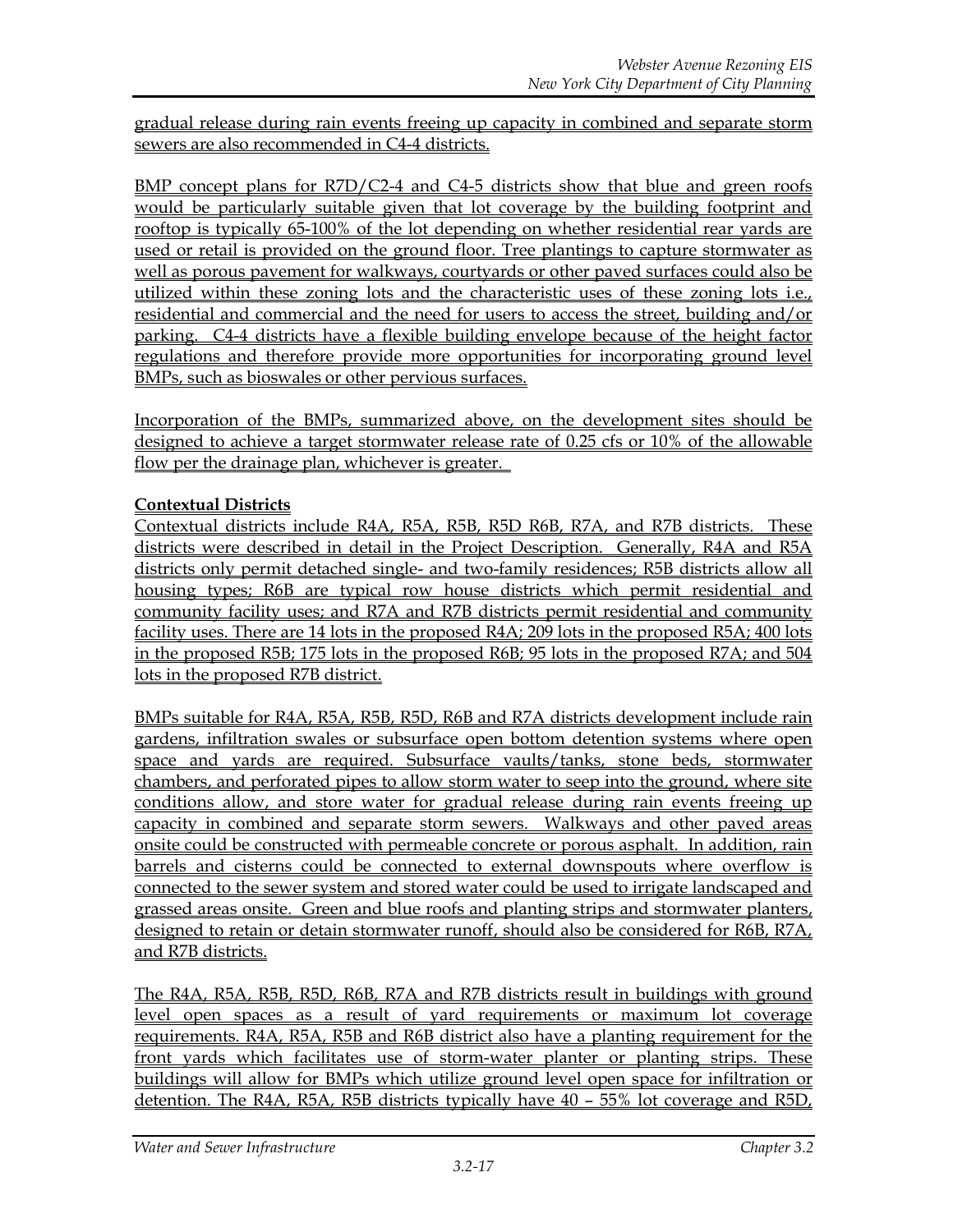gradual release during rain events freeing up capacity in combined and separate storm sewers are also recommended in C4-4 districts.

BMP concept plans for R7D/C2-4 and C4-5 districts show that blue and green roofs would be particularly suitable given that lot coverage by the building footprint and rooftop is typically 65-100% of the lot depending on whether residential rear yards are used or retail is provided on the ground floor. Tree plantings to capture stormwater as well as porous pavement for walkways, courtyards or other paved surfaces could also be utilized within these zoning lots and the characteristic uses of these zoning lots i.e., residential and commercial and the need for users to access the street, building and/or parking. C4-4 districts have a flexible building envelope because of the height factor regulations and therefore provide more opportunities for incorporating ground level BMPs, such as bioswales or other pervious surfaces.

Incorporation of the BMPs, summarized above, on the development sites should be designed to achieve a target stormwater release rate of 0.25 cfs or 10% of the allowable flow per the drainage plan, whichever is greater.

**Contextual Districts**

Contextual districts include R4A, R5A, R5B, R5D R6B, R7A, and R7B districts. These districts were described in detail in the Project Description. Generally, R4A and R5A districts only permit detached single- and two-family residences; R5B districts allow all housing types; R6B are typical row house districts which permit residential and community facility uses; and R7A and R7B districts permit residential and community facility uses. There are 14 lots in the proposed R4A; 209 lots in the proposed R5A; 400 lots in the proposed R5B; 175 lots in the proposed R6B; 95 lots in the proposed R7A; and 504 lots in the proposed R7B district.

BMPs suitable for R4A, R5A, R5B, R5D, R6B and R7A districts development include rain gardens, infiltration swales or subsurface open bottom detention systems where open space and yards are required. Subsurface vaults/tanks, stone beds, stormwater chambers, and perforated pipes to allow storm water to seep into the ground, where site conditions allow, and store water for gradual release during rain events freeing up capacity in combined and separate storm sewers. Walkways and other paved areas onsite could be constructed with permeable concrete or porous asphalt. In addition, rain barrels and cisterns could be connected to external downspouts where overflow is connected to the sewer system and stored water could be used to irrigate landscaped and grassed areas onsite. Green and blue roofs and planting strips and stormwater planters, designed to retain or detain stormwater runoff, should also be considered for R6B, R7A, and R7B districts.

The R4A, R5A, R5B, R5D, R6B, R7A and R7B districts result in buildings with ground level open spaces as a result of yard requirements or maximum lot coverage requirements. R4A, R5A, R5B and R6B district also have a planting requirement for the front yards which facilitates use of storm-water planter or planting strips. These buildings will allow for BMPs which utilize ground level open space for infiltration or detention. The R4A, R5A, R5B districts typically have 40 – 55% lot coverage and R5D,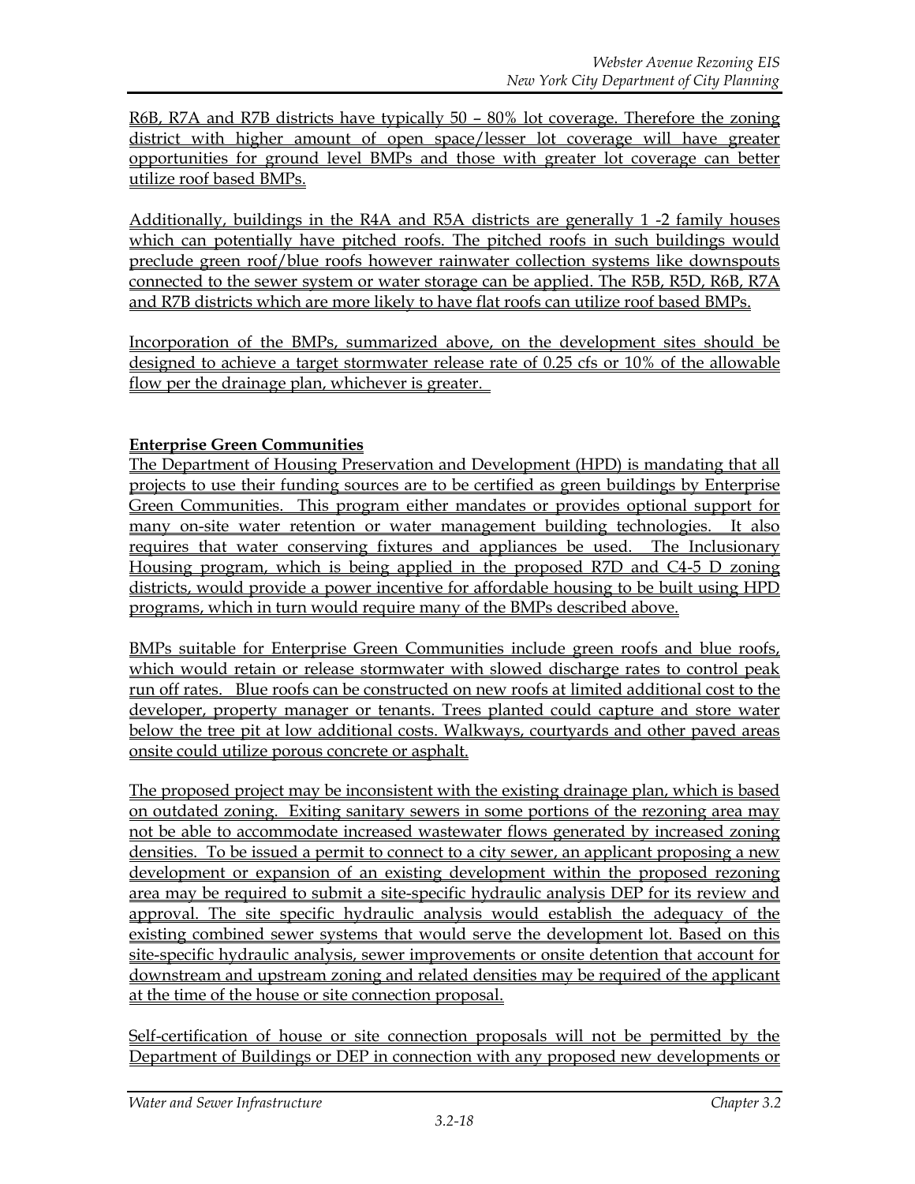R6B, R7A and R7B districts have typically 50 – 80% lot coverage. Therefore the zoning district with higher amount of open space/lesser lot coverage will have greater opportunities for ground level BMPs and those with greater lot coverage can better utilize roof based BMPs.

Additionally, buildings in the R4A and R5A districts are generally 1 -2 family houses which can potentially have pitched roofs. The pitched roofs in such buildings would preclude green roof/blue roofs however rainwater collection systems like downspouts connected to the sewer system or water storage can be applied. The R5B, R5D, R6B, R7A and R7B districts which are more likely to have flat roofs can utilize roof based BMPs.

Incorporation of the BMPs, summarized above, on the development sites should be designed to achieve a target stormwater release rate of 0.25 cfs or 10% of the allowable flow per the drainage plan, whichever is greater.

**Enterprise Green Communities**

The Department of Housing Preservation and Development (HPD) is mandating that all projects to use their funding sources are to be certified as green buildings by Enterprise Green Communities. This program either mandates or provides optional support for many on-site water retention or water management building technologies. It also requires that water conserving fixtures and appliances be used. The Inclusionary Housing program, which is being applied in the proposed R7D and C4-5 D zoning districts, would provide a power incentive for affordable housing to be built using HPD programs, which in turn would require many of the BMPs described above.

BMPs suitable for Enterprise Green Communities include green roofs and blue roofs, which would retain or release stormwater with slowed discharge rates to control peak run off rates. Blue roofs can be constructed on new roofs at limited additional cost to the developer, property manager or tenants. Trees planted could capture and store water below the tree pit at low additional costs. Walkways, courtyards and other paved areas onsite could utilize porous concrete or asphalt.

The proposed project may be inconsistent with the existing drainage plan, which is based on outdated zoning. Exiting sanitary sewers in some portions of the rezoning area may not be able to accommodate increased wastewater flows generated by increased zoning densities. To be issued a permit to connect to a city sewer, an applicant proposing a new development or expansion of an existing development within the proposed rezoning area may be required to submit a site-specific hydraulic analysis DEP for its review and approval. The site specific hydraulic analysis would establish the adequacy of the existing combined sewer systems that would serve the development lot. Based on this site-specific hydraulic analysis, sewer improvements or onsite detention that account for downstream and upstream zoning and related densities may be required of the applicant at the time of the house or site connection proposal.

Self-certification of house or site connection proposals will not be permitted by the Department of Buildings or DEP in connection with any proposed new developments or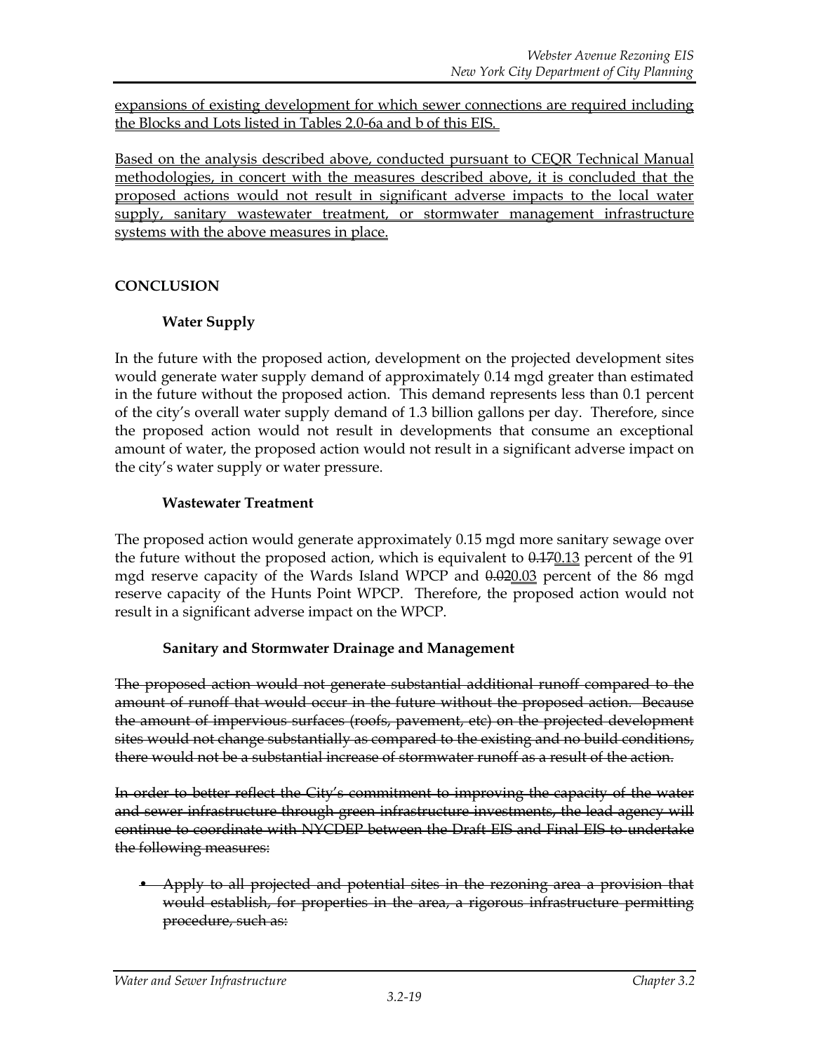expansions of existing development for which sewer connections are required including the Blocks and Lots listed in Tables 2.0-6a and b of this EIS.

Based on the analysis described above, conducted pursuant to CEQR Technical Manual methodologies, in concert with the measures described above, it is concluded that the proposed actions would not result in significant adverse impacts to the local water supply, sanitary wastewater treatment, or stormwater management infrastructure systems with the above measures in place.

## CONCLUSION

### Water Supply

In the future with the proposed action, development on the projected development sites would generate water supply demand of approximately 0.14 mgd greater than estimated in the future without the proposed action. This demand represents less than 0.1 percent of the city's overall water supply demand of 1.3 billion gallons per day. Therefore, since the proposed action would not result in developments that consume an exceptional amount of water, the proposed action would not result in a significant adverse impact on the city's water supply or water pressure.

### Wastewater Treatment

The proposed action would generate approximately 0.15 mgd more sanitary sewage over the future without the proposed action, which is equivalent to ~~0.17~~0.13 percent of the 91 mgd reserve capacity of the Wards Island WPCP and ~~0.02~~0.03 percent of the 86 mgd reserve capacity of the Hunts Point WPCP. Therefore, the proposed action would not result in a significant adverse impact on the WPCP.

### Sanitary and Stormwater Drainage and Management

~~The proposed action would not generate substantial additional runoff compared to the amount of runoff that would occur in the future without the proposed action. Because the amount of impervious surfaces (roofs, pavement, etc) on the projected development sites would not change substantially as compared to the existing and no build conditions, there would not be a substantial increase of stormwater runoff as a result of the action.~~

~~In order to better reflect the City's commitment to improving the capacity of the water and sewer infrastructure through green infrastructure investments, the lead agency will continue to coordinate with NYCDEP between the Draft EIS and Final EIS to undertake the following measures:~~

- ~~Apply to all projected and potential sites in the rezoning area a provision that would establish, for properties in the area, a rigorous infrastructure permitting procedure, such as:~~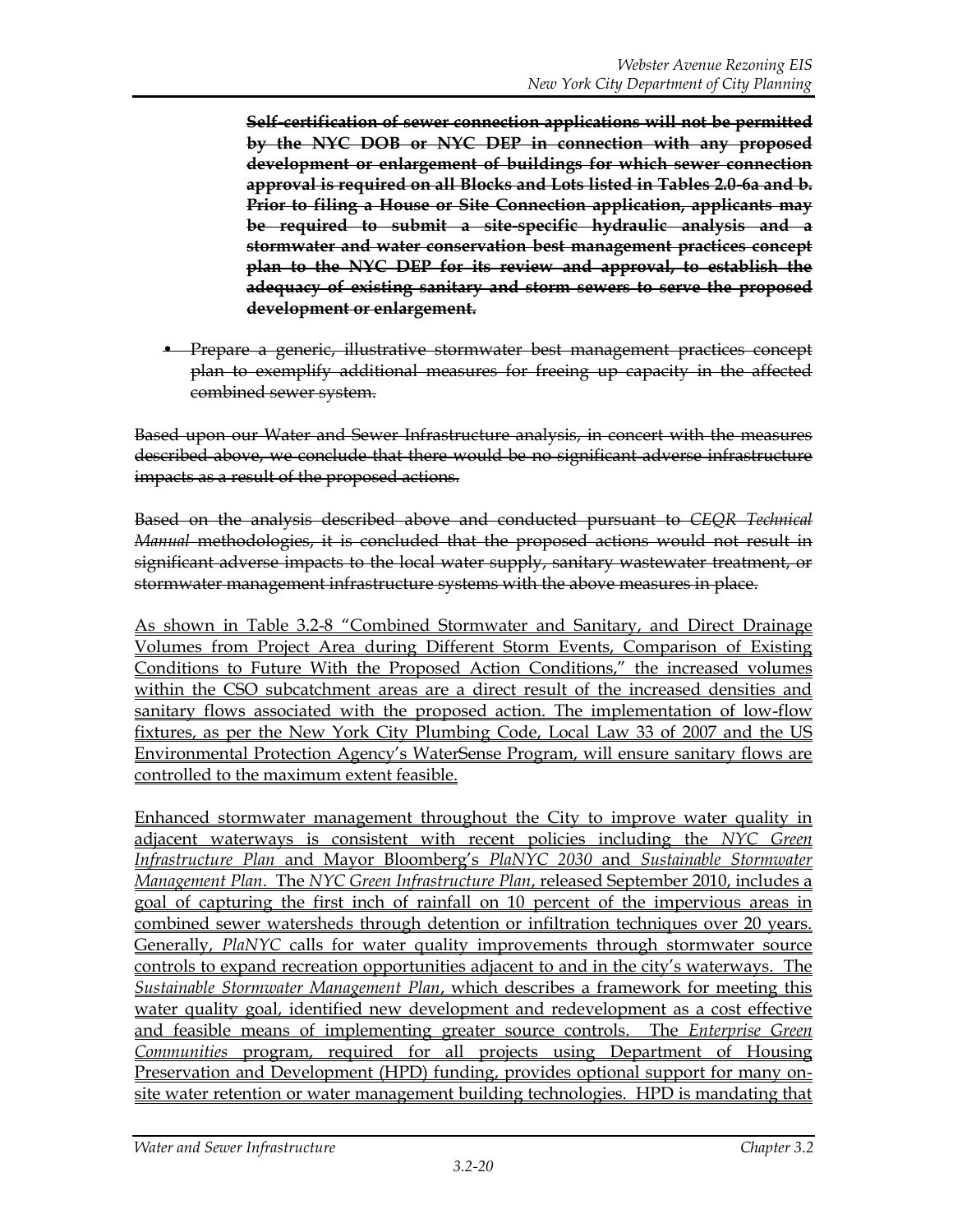~~**Self-certification of sewer connection applications will not be permitted by the NYC DOB or NYC DEP in connection with any proposed development or enlargement of buildings for which sewer connection approval is required on all Blocks and Lots listed in Tables 2.0-6a and b. Prior to filing a House or Site Connection application, applicants may be required to submit a site-specific hydraulic analysis and a stormwater and water conservation best management practices concept plan to the NYC DEP for its review and approval, to establish the adequacy of existing sanitary and storm sewers to serve the proposed development or enlargement.**~~

- ~~Prepare a generic, illustrative stormwater best management practices concept plan to exemplify additional measures for freeing up capacity in the affected combined sewer system.~~

~~Based upon our Water and Sewer Infrastructure analysis, in concert with the measures described above, we conclude that there would be no significant adverse infrastructure impacts as a result of the proposed actions.~~

~~Based on the analysis described above and conducted pursuant to *CEQR Technical Manual* methodologies, it is concluded that the proposed actions would not result in significant adverse impacts to the local water supply, sanitary wastewater treatment, or stormwater management infrastructure systems with the above measures in place.~~

<u>As shown in Table 3.2-8 "Combined Stormwater and Sanitary, and Direct Drainage Volumes from Project Area during Different Storm Events, Comparison of Existing Conditions to Future With the Proposed Action Conditions," the increased volumes within the CSO subcatchment areas are a direct result of the increased densities and sanitary flows associated with the proposed action. The implementation of low-flow fixtures, as per the New York City Plumbing Code, Local Law 33 of 2007 and the US Environmental Protection Agency's WaterSense Program, will ensure sanitary flows are controlled to the maximum extent feasible.</u>

<u>Enhanced stormwater management throughout the City to improve water quality in adjacent waterways is consistent with recent policies including the *NYC Green Infrastructure Plan* and Mayor Bloomberg's *PlaNYC 2030* and *Sustainable Stormwater Management Plan*. The *NYC Green Infrastructure Plan*, released September 2010, includes a goal of capturing the first inch of rainfall on 10 percent of the impervious areas in combined sewer watersheds through detention or infiltration techniques over 20 years. Generally, *PlaNYC* calls for water quality improvements through stormwater source controls to expand recreation opportunities adjacent to and in the city's waterways. The *Sustainable Stormwater Management Plan*, which describes a framework for meeting this water quality goal, identified new development and redevelopment as a cost effective and feasible means of implementing greater source controls. The *Enterprise Green Communities* program, required for all projects using Department of Housing Preservation and Development (HPD) funding, provides optional support for many on-site water retention or water management building technologies. HPD is mandating that</u>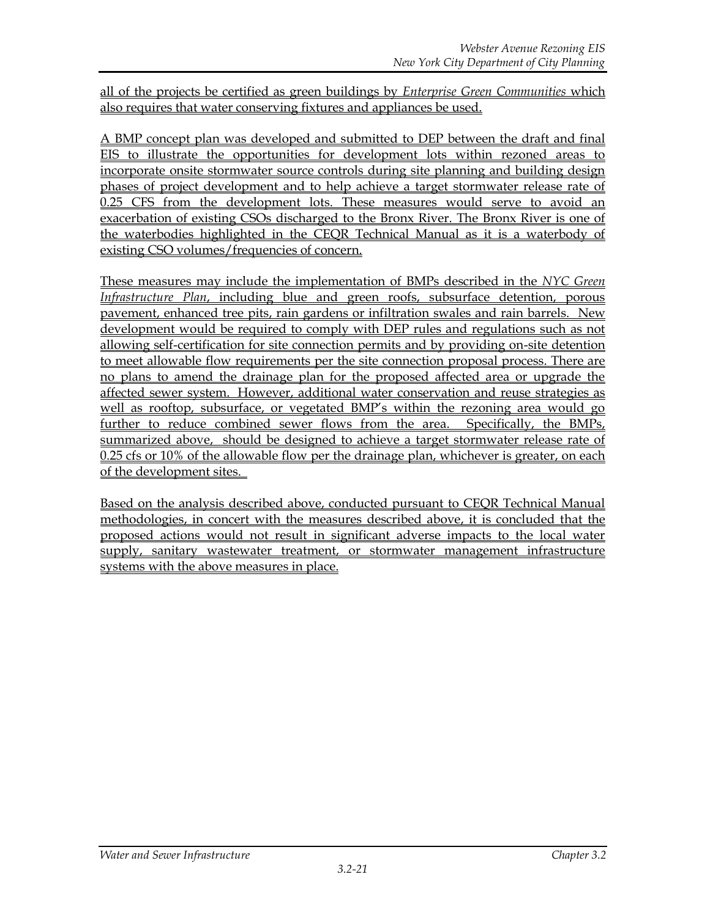all of the projects be certified as green buildings by *Enterprise Green Communities* which also requires that water conserving fixtures and appliances be used.

A BMP concept plan was developed and submitted to DEP between the draft and final EIS to illustrate the opportunities for development lots within rezoned areas to incorporate onsite stormwater source controls during site planning and building design phases of project development and to help achieve a target stormwater release rate of 0.25 CFS from the development lots. These measures would serve to avoid an exacerbation of existing CSOs discharged to the Bronx River. The Bronx River is one of the waterbodies highlighted in the CEQR Technical Manual as it is a waterbody of existing CSO volumes/frequencies of concern.

These measures may include the implementation of BMPs described in the *NYC Green Infrastructure Plan*, including blue and green roofs, subsurface detention, porous pavement, enhanced tree pits, rain gardens or infiltration swales and rain barrels. New development would be required to comply with DEP rules and regulations such as not allowing self-certification for site connection permits and by providing on-site detention to meet allowable flow requirements per the site connection proposal process. There are no plans to amend the drainage plan for the proposed affected area or upgrade the affected sewer system. However, additional water conservation and reuse strategies as well as rooftop, subsurface, or vegetated BMP's within the rezoning area would go further to reduce combined sewer flows from the area. Specifically, the BMPs, summarized above, should be designed to achieve a target stormwater release rate of 0.25 cfs or 10% of the allowable flow per the drainage plan, whichever is greater, on each of the development sites.

Based on the analysis described above, conducted pursuant to CEQR Technical Manual methodologies, in concert with the measures described above, it is concluded that the proposed actions would not result in significant adverse impacts to the local water supply, sanitary wastewater treatment, or stormwater management infrastructure systems with the above measures in place.